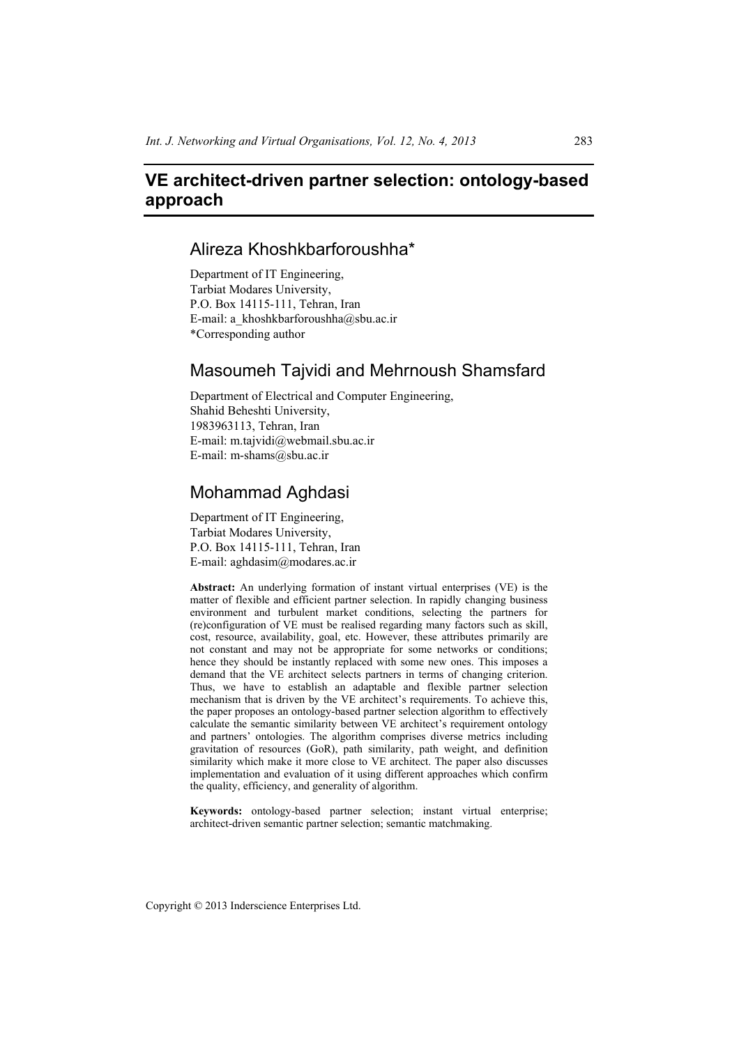# VE architect-driven partner selection: ontology-based approach

## Alireza Khoshkbarforoushha*

Department of IT Engineering,
Tarbiat Modares University,
P.O. Box 14115-111, Tehran, Iran
E-mail: a_khoshkbarforoushha@sbu.ac.ir
*Corresponding author

## Masoumeh Tajvidi and Mehrnoush Shamsfard

Department of Electrical and Computer Engineering,
Shahid Beheshti University,
1983963113, Tehran, Iran
E-mail: m.tajvidi@webmail.sbu.ac.ir
E-mail: m-shams@sbu.ac.ir

## Mohammad Aghdasi

Department of IT Engineering,
Tarbiat Modares University,
P.O. Box 14115-111, Tehran, Iran
E-mail: aghdasim@modares.ac.ir

**Abstract:** An underlying formation of instant virtual enterprises (VE) is the matter of flexible and efficient partner selection. In rapidly changing business environment and turbulent market conditions, selecting the partners for (re)configuration of VE must be realised regarding many factors such as skill, cost, resource, availability, goal, etc. However, these attributes primarily are not constant and may not be appropriate for some networks or conditions; hence they should be instantly replaced with some new ones. This imposes a demand that the VE architect selects partners in terms of changing criterion. Thus, we have to establish an adaptable and flexible partner selection mechanism that is driven by the VE architect's requirements. To achieve this, the paper proposes an ontology-based partner selection algorithm to effectively calculate the semantic similarity between VE architect's requirement ontology and partners' ontologies. The algorithm comprises diverse metrics including gravitation of resources (GoR), path similarity, path weight, and definition similarity which make it more close to VE architect. The paper also discusses implementation and evaluation of it using different approaches which confirm the quality, efficiency, and generality of algorithm.

**Keywords:** ontology-based partner selection; instant virtual enterprise; architect-driven semantic partner selection; semantic matchmaking.

Copyright © 2013 Inderscience Enterprises Ltd.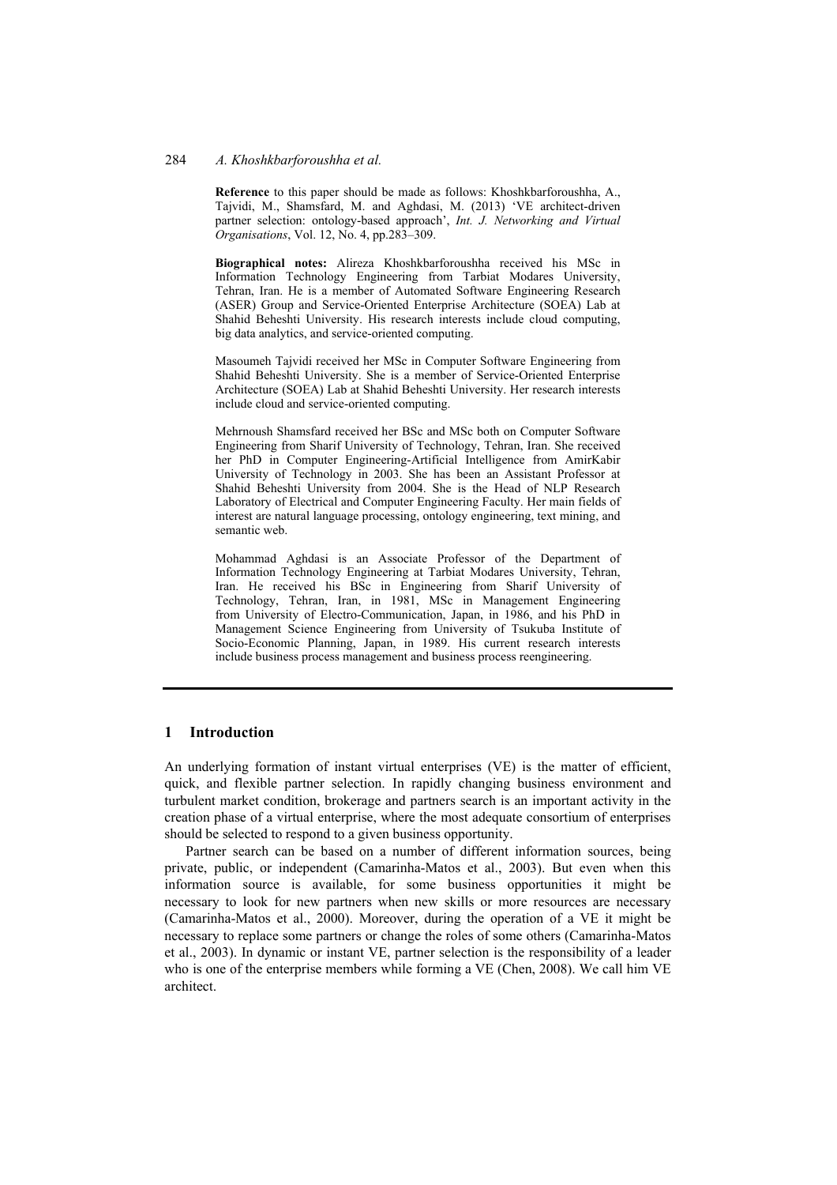**Reference** to this paper should be made as follows: Khoshkbarforoushha, A., Tajvidi, M., Shamsfard, M. and Aghdasi, M. (2013) 'VE architect-driven partner selection: ontology-based approach', *Int. J. Networking and Virtual Organisations*, Vol. 12, No. 4, pp.283–309.

**Biographical notes:** Alireza Khoshkbarforoushha received his MSc in Information Technology Engineering from Tarbiat Modares University, Tehran, Iran. He is a member of Automated Software Engineering Research (ASER) Group and Service-Oriented Enterprise Architecture (SOEA) Lab at Shahid Beheshti University. His research interests include cloud computing, big data analytics, and service-oriented computing.

Masoumeh Tajvidi received her MSc in Computer Software Engineering from Shahid Beheshti University. She is a member of Service-Oriented Enterprise Architecture (SOEA) Lab at Shahid Beheshti University. Her research interests include cloud and service-oriented computing.

Mehrnoush Shamsfard received her BSc and MSc both on Computer Software Engineering from Sharif University of Technology, Tehran, Iran. She received her PhD in Computer Engineering-Artificial Intelligence from AmirKabir University of Technology in 2003. She has been an Assistant Professor at Shahid Beheshti University from 2004. She is the Head of NLP Research Laboratory of Electrical and Computer Engineering Faculty. Her main fields of interest are natural language processing, ontology engineering, text mining, and semantic web.

Mohammad Aghdasi is an Associate Professor of the Department of Information Technology Engineering at Tarbiat Modares University, Tehran, Iran. He received his BSc in Engineering from Sharif University of Technology, Tehran, Iran, in 1981, MSc in Management Engineering from University of Electro-Communication, Japan, in 1986, and his PhD in Management Science Engineering from University of Tsukuba Institute of Socio-Economic Planning, Japan, in 1989. His current research interests include business process management and business process reengineering.

## 1 Introduction

An underlying formation of instant virtual enterprises (VE) is the matter of efficient, quick, and flexible partner selection. In rapidly changing business environment and turbulent market condition, brokerage and partners search is an important activity in the creation phase of a virtual enterprise, where the most adequate consortium of enterprises should be selected to respond to a given business opportunity.

Partner search can be based on a number of different information sources, being private, public, or independent (Camarinha-Matos et al., 2003). But even when this information source is available, for some business opportunities it might be necessary to look for new partners when new skills or more resources are necessary (Camarinha-Matos et al., 2000). Moreover, during the operation of a VE it might be necessary to replace some partners or change the roles of some others (Camarinha-Matos et al., 2003). In dynamic or instant VE, partner selection is the responsibility of a leader who is one of the enterprise members while forming a VE (Chen, 2008). We call him VE architect.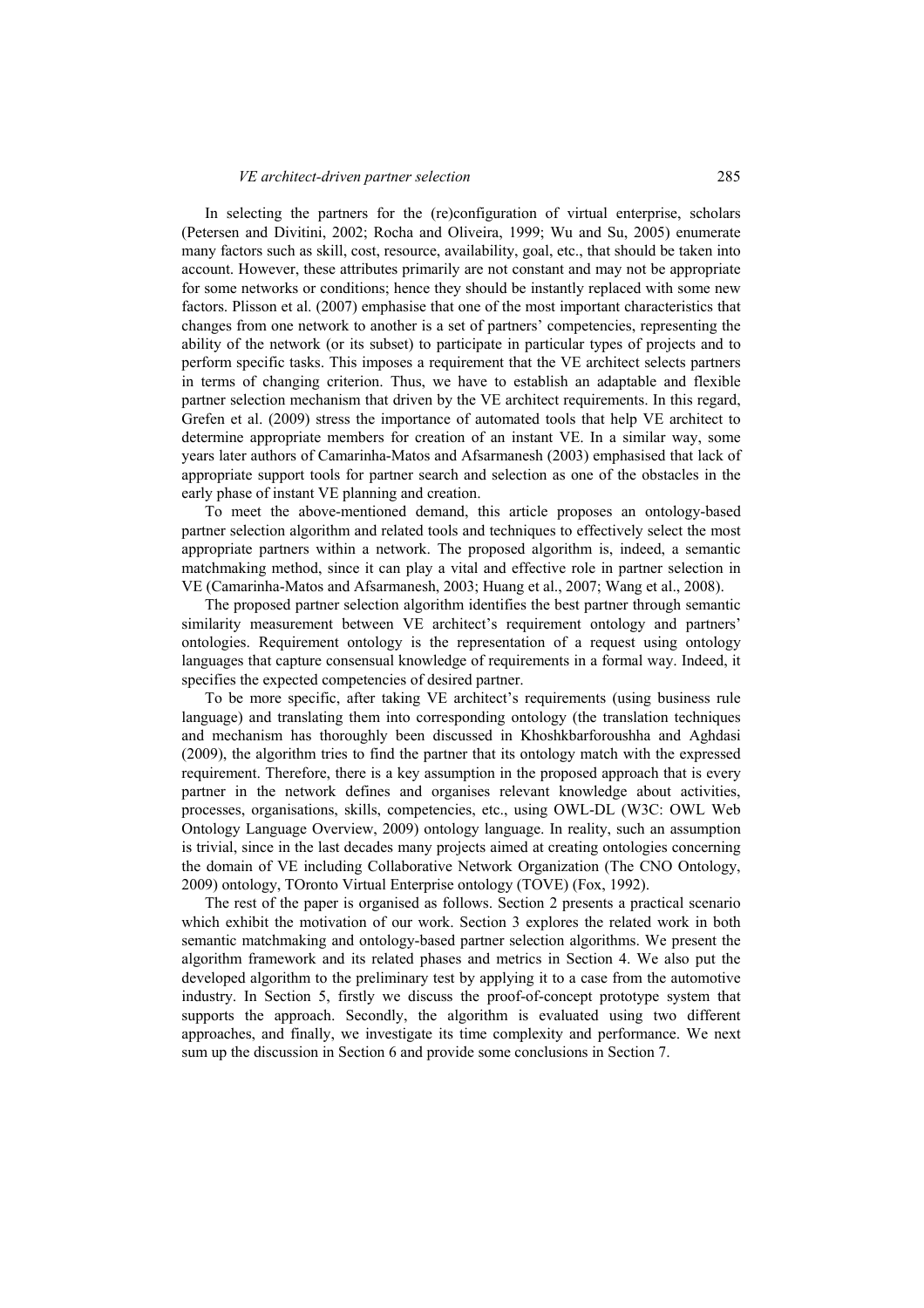In selecting the partners for the (re)configuration of virtual enterprise, scholars (Petersen and Divitini, 2002; Rocha and Oliveira, 1999; Wu and Su, 2005) enumerate many factors such as skill, cost, resource, availability, goal, etc., that should be taken into account. However, these attributes primarily are not constant and may not be appropriate for some networks or conditions; hence they should be instantly replaced with some new factors. Plisson et al. (2007) emphasise that one of the most important characteristics that changes from one network to another is a set of partners' competencies, representing the ability of the network (or its subset) to participate in particular types of projects and to perform specific tasks. This imposes a requirement that the VE architect selects partners in terms of changing criterion. Thus, we have to establish an adaptable and flexible partner selection mechanism that driven by the VE architect requirements. In this regard, Grefen et al. (2009) stress the importance of automated tools that help VE architect to determine appropriate members for creation of an instant VE. In a similar way, some years later authors of Camarinha-Matos and Afsarmanesh (2003) emphasised that lack of appropriate support tools for partner search and selection as one of the obstacles in the early phase of instant VE planning and creation.

To meet the above-mentioned demand, this article proposes an ontology-based partner selection algorithm and related tools and techniques to effectively select the most appropriate partners within a network. The proposed algorithm is, indeed, a semantic matchmaking method, since it can play a vital and effective role in partner selection in VE (Camarinha-Matos and Afsarmanesh, 2003; Huang et al., 2007; Wang et al., 2008).

The proposed partner selection algorithm identifies the best partner through semantic similarity measurement between VE architect's requirement ontology and partners' ontologies. Requirement ontology is the representation of a request using ontology languages that capture consensual knowledge of requirements in a formal way. Indeed, it specifies the expected competencies of desired partner.

To be more specific, after taking VE architect's requirements (using business rule language) and translating them into corresponding ontology (the translation techniques and mechanism has thoroughly been discussed in Khoshkbarforoushha and Aghdasi (2009), the algorithm tries to find the partner that its ontology match with the expressed requirement. Therefore, there is a key assumption in the proposed approach that is every partner in the network defines and organises relevant knowledge about activities, processes, organisations, skills, competencies, etc., using OWL-DL (W3C: OWL Web Ontology Language Overview, 2009) ontology language. In reality, such an assumption is trivial, since in the last decades many projects aimed at creating ontologies concerning the domain of VE including Collaborative Network Organization (The CNO Ontology, 2009) ontology, TOronto Virtual Enterprise ontology (TOVE) (Fox, 1992).

The rest of the paper is organised as follows. Section 2 presents a practical scenario which exhibit the motivation of our work. Section 3 explores the related work in both semantic matchmaking and ontology-based partner selection algorithms. We present the algorithm framework and its related phases and metrics in Section 4. We also put the developed algorithm to the preliminary test by applying it to a case from the automotive industry. In Section 5, firstly we discuss the proof-of-concept prototype system that supports the approach. Secondly, the algorithm is evaluated using two different approaches, and finally, we investigate its time complexity and performance. We next sum up the discussion in Section 6 and provide some conclusions in Section 7.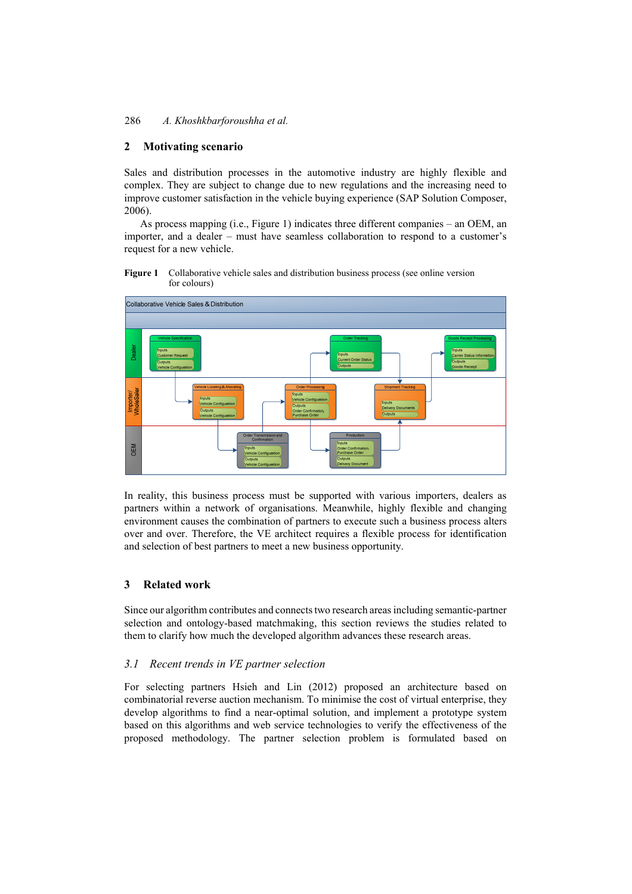## 2 Motivating scenario

Sales and distribution processes in the automotive industry are highly flexible and complex. They are subject to change due to new regulations and the increasing need to improve customer satisfaction in the vehicle buying experience (SAP Solution Composer, 2006).

As process mapping (i.e., Figure 1) indicates three different companies – an OEM, an importer, and a dealer – must have seamless collaboration to respond to a customer's request for a new vehicle.

**Figure 1** Collaborative vehicle sales and distribution business process (see online version for colours)

In reality, this business process must be supported with various importers, dealers as partners within a network of organisations. Meanwhile, highly flexible and changing environment causes the combination of partners to execute such a business process alters over and over. Therefore, the VE architect requires a flexible process for identification and selection of best partners to meet a new business opportunity.

## 3 Related work

Since our algorithm contributes and connects two research areas including semantic-partner selection and ontology-based matchmaking, this section reviews the studies related to them to clarify how much the developed algorithm advances these research areas.

### *3.1 Recent trends in VE partner selection*

For selecting partners Hsieh and Lin (2012) proposed an architecture based on combinatorial reverse auction mechanism. To minimise the cost of virtual enterprise, they develop algorithms to find a near-optimal solution, and implement a prototype system based on this algorithms and web service technologies to verify the effectiveness of the proposed methodology. The partner selection problem is formulated based on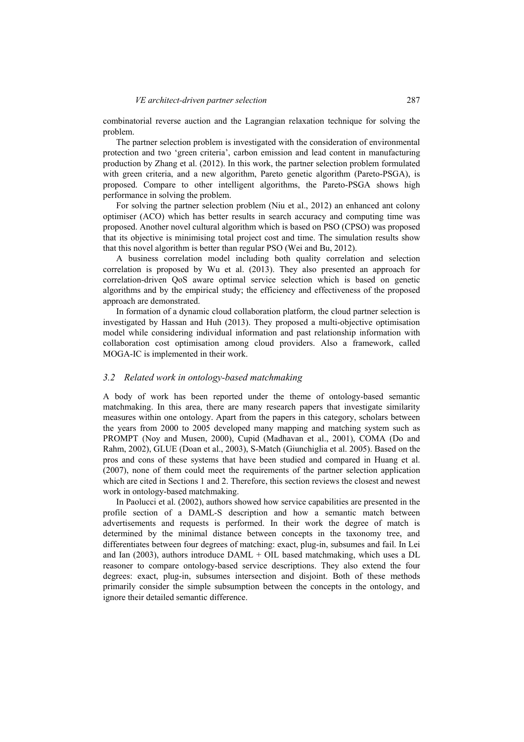combinatorial reverse auction and the Lagrangian relaxation technique for solving the problem.

The partner selection problem is investigated with the consideration of environmental protection and two 'green criteria', carbon emission and lead content in manufacturing production by Zhang et al. (2012). In this work, the partner selection problem formulated with green criteria, and a new algorithm, Pareto genetic algorithm (Pareto-PSGA), is proposed. Compare to other intelligent algorithms, the Pareto-PSGA shows high performance in solving the problem.

For solving the partner selection problem (Niu et al., 2012) an enhanced ant colony optimiser (ACO) which has better results in search accuracy and computing time was proposed. Another novel cultural algorithm which is based on PSO (CPSO) was proposed that its objective is minimising total project cost and time. The simulation results show that this novel algorithm is better than regular PSO (Wei and Bu, 2012).

A business correlation model including both quality correlation and selection correlation is proposed by Wu et al. (2013). They also presented an approach for correlation-driven QoS aware optimal service selection which is based on genetic algorithms and by the empirical study; the efficiency and effectiveness of the proposed approach are demonstrated.

In formation of a dynamic cloud collaboration platform, the cloud partner selection is investigated by Hassan and Huh (2013). They proposed a multi-objective optimisation model while considering individual information and past relationship information with collaboration cost optimisation among cloud providers. Also a framework, called MOGA-IC is implemented in their work.

### 3.2 Related work in ontology-based matchmaking

A body of work has been reported under the theme of ontology-based semantic matchmaking. In this area, there are many research papers that investigate similarity measures within one ontology. Apart from the papers in this category, scholars between the years from 2000 to 2005 developed many mapping and matching system such as PROMPT (Noy and Musen, 2000), Cupid (Madhavan et al., 2001), COMA (Do and Rahm, 2002), GLUE (Doan et al., 2003), S-Match (Giunchiglia et al. 2005). Based on the pros and cons of these systems that have been studied and compared in Huang et al. (2007), none of them could meet the requirements of the partner selection application which are cited in Sections 1 and 2. Therefore, this section reviews the closest and newest work in ontology-based matchmaking.

In Paolucci et al. (2002), authors showed how service capabilities are presented in the profile section of a DAML-S description and how a semantic match between advertisements and requests is performed. In their work the degree of match is determined by the minimal distance between concepts in the taxonomy tree, and differentiates between four degrees of matching: exact, plug-in, subsumes and fail. In Lei and Ian (2003), authors introduce DAML + OIL based matchmaking, which uses a DL reasoner to compare ontology-based service descriptions. They also extend the four degrees: exact, plug-in, subsumes intersection and disjoint. Both of these methods primarily consider the simple subsumption between the concepts in the ontology, and ignore their detailed semantic difference.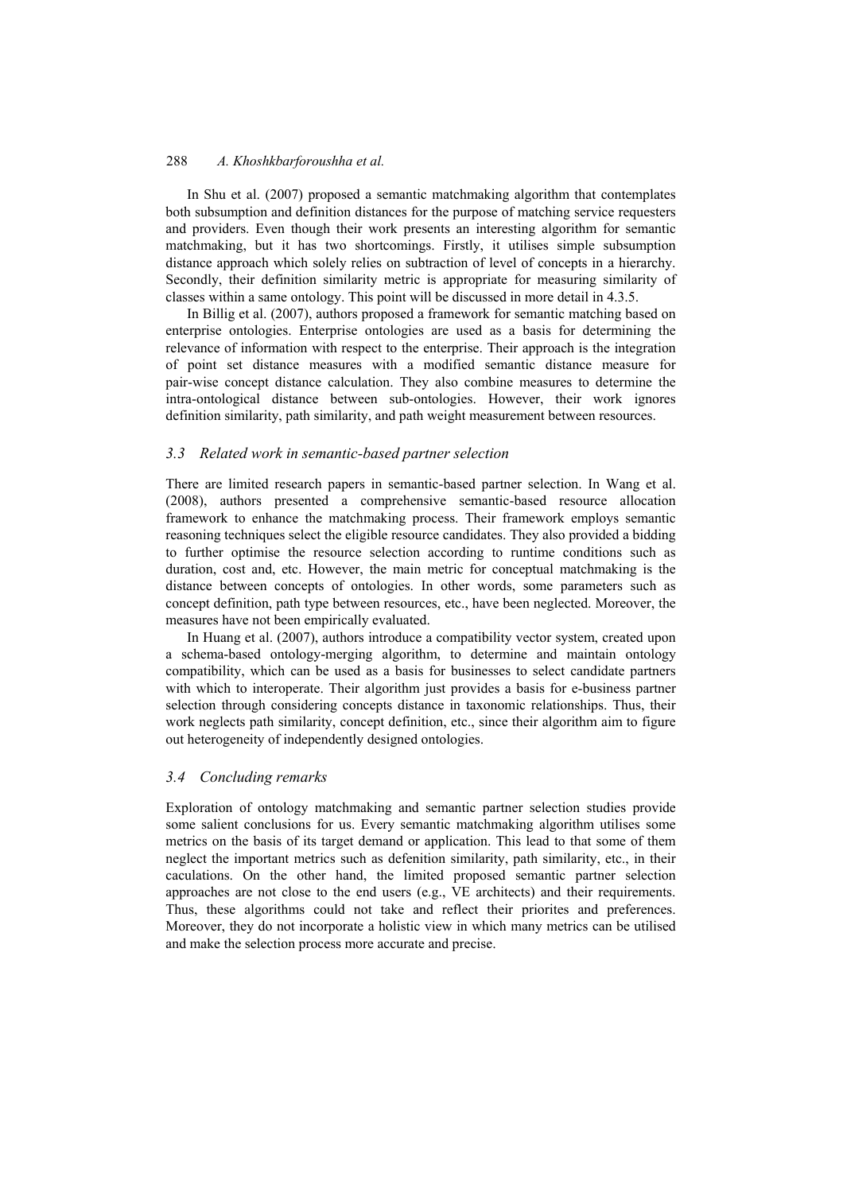In Shu et al. (2007) proposed a semantic matchmaking algorithm that contemplates both subsumption and definition distances for the purpose of matching service requesters and providers. Even though their work presents an interesting algorithm for semantic matchmaking, but it has two shortcomings. Firstly, it utilises simple subsumption distance approach which solely relies on subtraction of level of concepts in a hierarchy. Secondly, their definition similarity metric is appropriate for measuring similarity of classes within a same ontology. This point will be discussed in more detail in 4.3.5.

In Billig et al. (2007), authors proposed a framework for semantic matching based on enterprise ontologies. Enterprise ontologies are used as a basis for determining the relevance of information with respect to the enterprise. Their approach is the integration of point set distance measures with a modified semantic distance measure for pair-wise concept distance calculation. They also combine measures to determine the intra-ontological distance between sub-ontologies. However, their work ignores definition similarity, path similarity, and path weight measurement between resources.

### *3.3 Related work in semantic-based partner selection*

There are limited research papers in semantic-based partner selection. In Wang et al. (2008), authors presented a comprehensive semantic-based resource allocation framework to enhance the matchmaking process. Their framework employs semantic reasoning techniques select the eligible resource candidates. They also provided a bidding to further optimise the resource selection according to runtime conditions such as duration, cost and, etc. However, the main metric for conceptual matchmaking is the distance between concepts of ontologies. In other words, some parameters such as concept definition, path type between resources, etc., have been neglected. Moreover, the measures have not been empirically evaluated.

In Huang et al. (2007), authors introduce a compatibility vector system, created upon a schema-based ontology-merging algorithm, to determine and maintain ontology compatibility, which can be used as a basis for businesses to select candidate partners with which to interoperate. Their algorithm just provides a basis for e-business partner selection through considering concepts distance in taxonomic relationships. Thus, their work neglects path similarity, concept definition, etc., since their algorithm aim to figure out heterogeneity of independently designed ontologies.

### *3.4 Concluding remarks*

Exploration of ontology matchmaking and semantic partner selection studies provide some salient conclusions for us. Every semantic matchmaking algorithm utilises some metrics on the basis of its target demand or application. This lead to that some of them neglect the important metrics such as defenition similarity, path similarity, etc., in their caculations. On the other hand, the limited proposed semantic partner selection approaches are not close to the end users (e.g., VE architects) and their requirements. Thus, these algorithms could not take and reflect their priorites and preferences. Moreover, they do not incorporate a holistic view in which many metrics can be utilised and make the selection process more accurate and precise.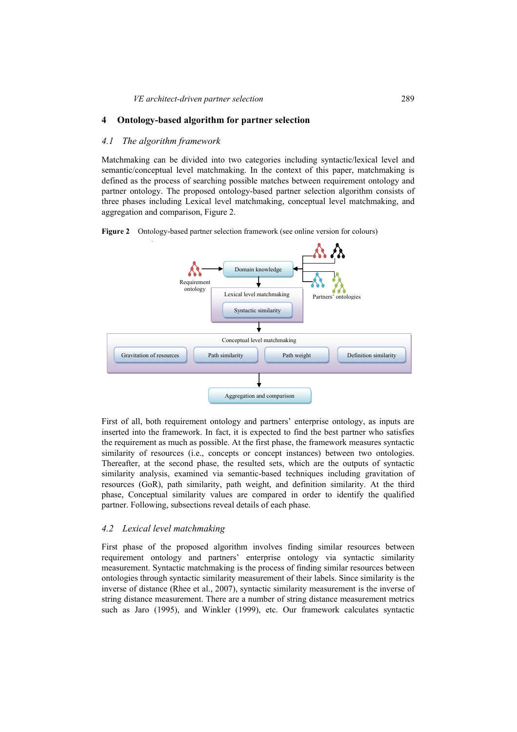## 4 Ontology-based algorithm for partner selection

### 4.1 The algorithm framework

Matchmaking can be divided into two categories including syntactic/lexical level and semantic/conceptual level matchmaking. In the context of this paper, matchmaking is defined as the process of searching possible matches between requirement ontology and partner ontology. The proposed ontology-based partner selection algorithm consists of three phases including Lexical level matchmaking, conceptual level matchmaking, and aggregation and comparison, Figure 2.

**Figure 2** Ontology-based partner selection framework (see online version for colours)

First of all, both requirement ontology and partners' enterprise ontology, as inputs are inserted into the framework. In fact, it is expected to find the best partner who satisfies the requirement as much as possible. At the first phase, the framework measures syntactic similarity of resources (i.e., concepts or concept instances) between two ontologies. Thereafter, at the second phase, the resulted sets, which are the outputs of syntactic similarity analysis, examined via semantic-based techniques including gravitation of resources (GoR), path similarity, path weight, and definition similarity. At the third phase, Conceptual similarity values are compared in order to identify the qualified partner. Following, subsections reveal details of each phase.

### 4.2 Lexical level matchmaking

First phase of the proposed algorithm involves finding similar resources between requirement ontology and partners' enterprise ontology via syntactic similarity measurement. Syntactic matchmaking is the process of finding similar resources between ontologies through syntactic similarity measurement of their labels. Since similarity is the inverse of distance (Rhee et al., 2007), syntactic similarity measurement is the inverse of string distance measurement. There are a number of string distance measurement metrics such as Jaro (1995), and Winkler (1999), etc. Our framework calculates syntactic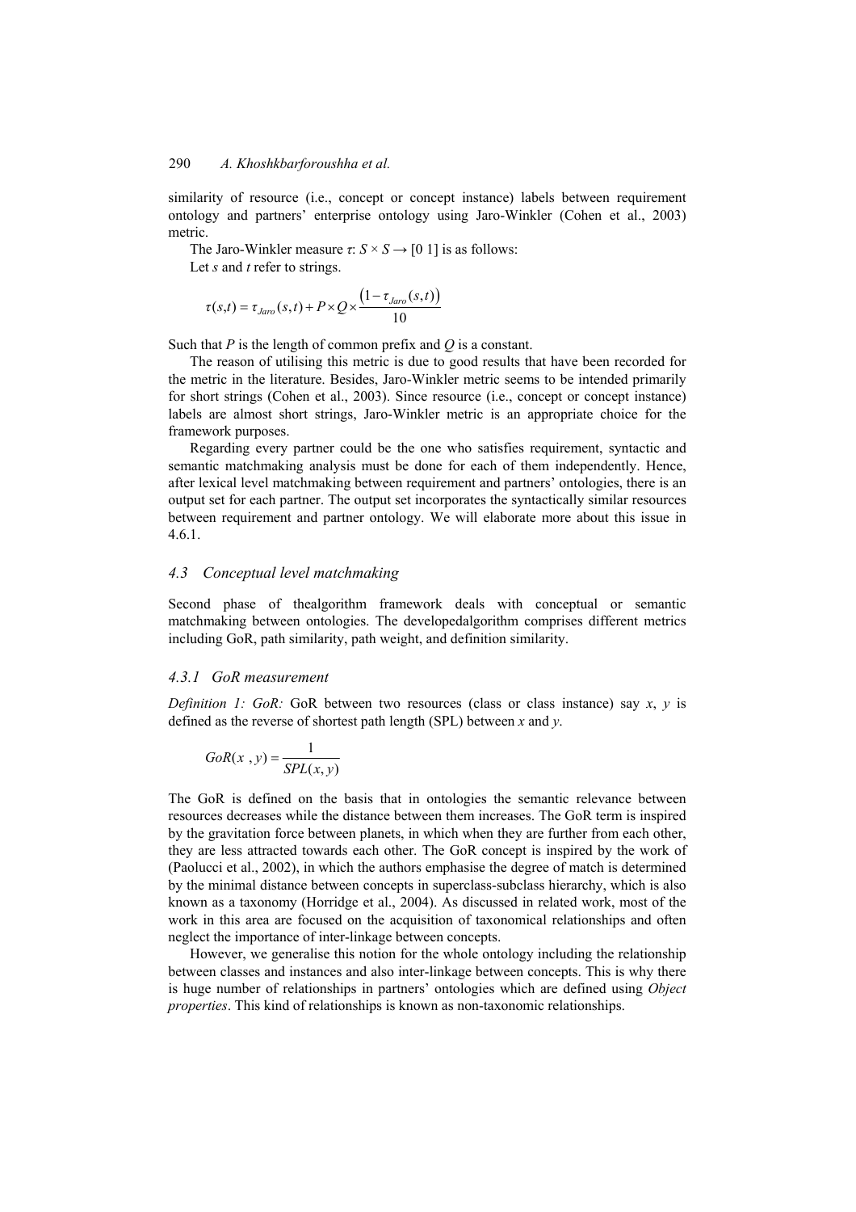similarity of resource (i.e., concept or concept instance) labels between requirement ontology and partners' enterprise ontology using Jaro-Winkler (Cohen et al., 2003) metric.

The Jaro-Winkler measure $\tau$: $S \times S \rightarrow [0\ 1]$ is as follows:

Let *s* and *t* refer to strings.

$$\tau(s,t) = \tau_{Jaro}(s,t) + P \times Q \times \frac{\left(1 - \tau_{Jaro}(s,t)\right)}{10}$$

Such that *P* is the length of common prefix and *Q* is a constant.

The reason of utilising this metric is due to good results that have been recorded for the metric in the literature. Besides, Jaro-Winkler metric seems to be intended primarily for short strings (Cohen et al., 2003). Since resource (i.e., concept or concept instance) labels are almost short strings, Jaro-Winkler metric is an appropriate choice for the framework purposes.

Regarding every partner could be the one who satisfies requirement, syntactic and semantic matchmaking analysis must be done for each of them independently. Hence, after lexical level matchmaking between requirement and partners' ontologies, there is an output set for each partner. The output set incorporates the syntactically similar resources between requirement and partner ontology. We will elaborate more about this issue in 4.6.1.

### 4.3 Conceptual level matchmaking

Second phase of thealgorithm framework deals with conceptual or semantic matchmaking between ontologies. The developedalgorithm comprises different metrics including GoR, path similarity, path weight, and definition similarity.

#### 4.3.1 GoR measurement

*Definition 1: GoR:* GoR between two resources (class or class instance) say *x*, *y* is defined as the reverse of shortest path length (SPL) between *x* and *y*.

$$GoR(x\ ,y) = \frac{1}{SPL(x,y)}$$

The GoR is defined on the basis that in ontologies the semantic relevance between resources decreases while the distance between them increases. The GoR term is inspired by the gravitation force between planets, in which when they are further from each other, they are less attracted towards each other. The GoR concept is inspired by the work of (Paolucci et al., 2002), in which the authors emphasise the degree of match is determined by the minimal distance between concepts in superclass-subclass hierarchy, which is also known as a taxonomy (Horridge et al., 2004). As discussed in related work, most of the work in this area are focused on the acquisition of taxonomical relationships and often neglect the importance of inter-linkage between concepts.

However, we generalise this notion for the whole ontology including the relationship between classes and instances and also inter-linkage between concepts. This is why there is huge number of relationships in partners' ontologies which are defined using *Object properties*. This kind of relationships is known as non-taxonomic relationships.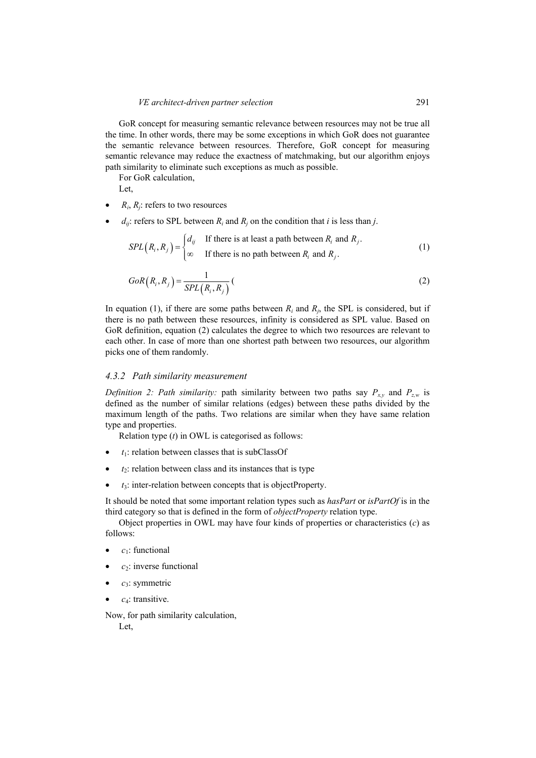GoR concept for measuring semantic relevance between resources may not be true all the time. In other words, there may be some exceptions in which GoR does not guarantee the semantic relevance between resources. Therefore, GoR concept for measuring semantic relevance may reduce the exactness of matchmaking, but our algorithm enjoys path similarity to eliminate such exceptions as much as possible.

For GoR calculation,

Let,

- $R_i$, $R_j$: refers to two resources
- $d_{ij}$: refers to SPL between $R_i$ and $R_j$ on the condition that $i$ is less than $j$.

$$SPL\left(R_i, R_j\right) = \begin{cases} d_{ij} & \text{If there is at least a path between } R_i \text{ and } R_j. \\ \infty & \text{If there is no path between } R_i \text{ and } R_j. \end{cases} \tag{1}$$

$$GoR\left(R_i, R_j\right) = \frac{1}{SPL\left(R_i, R_j\right)} ( \tag{2}$$

In equation (1), if there are some paths between $R_i$ and $R_j$, the SPL is considered, but if there is no path between these resources, infinity is considered as SPL value. Based on GoR definition, equation (2) calculates the degree to which two resources are relevant to each other. In case of more than one shortest path between two resources, our algorithm picks one of them randomly.

### 4.3.2 Path similarity measurement

*Definition 2: Path similarity:* path similarity between two paths say $P_{x,y}$ and $P_{z,w}$ is defined as the number of similar relations (edges) between these paths divided by the maximum length of the paths. Two relations are similar when they have same relation type and properties.

Relation type ($t$) in OWL is categorised as follows:

- $t_1$: relation between classes that is subClassOf
- $t_2$: relation between class and its instances that is type
- $t_3$: inter-relation between concepts that is objectProperty.

It should be noted that some important relation types such as *hasPart* or *isPartOf* is in the third category so that is defined in the form of *objectProperty* relation type.

Object properties in OWL may have four kinds of properties or characteristics ($c$) as follows:

- $c_1$: functional
- $c_2$: inverse functional
- $c_3$: symmetric
- $c_4$: transitive.

Now, for path similarity calculation,

Let,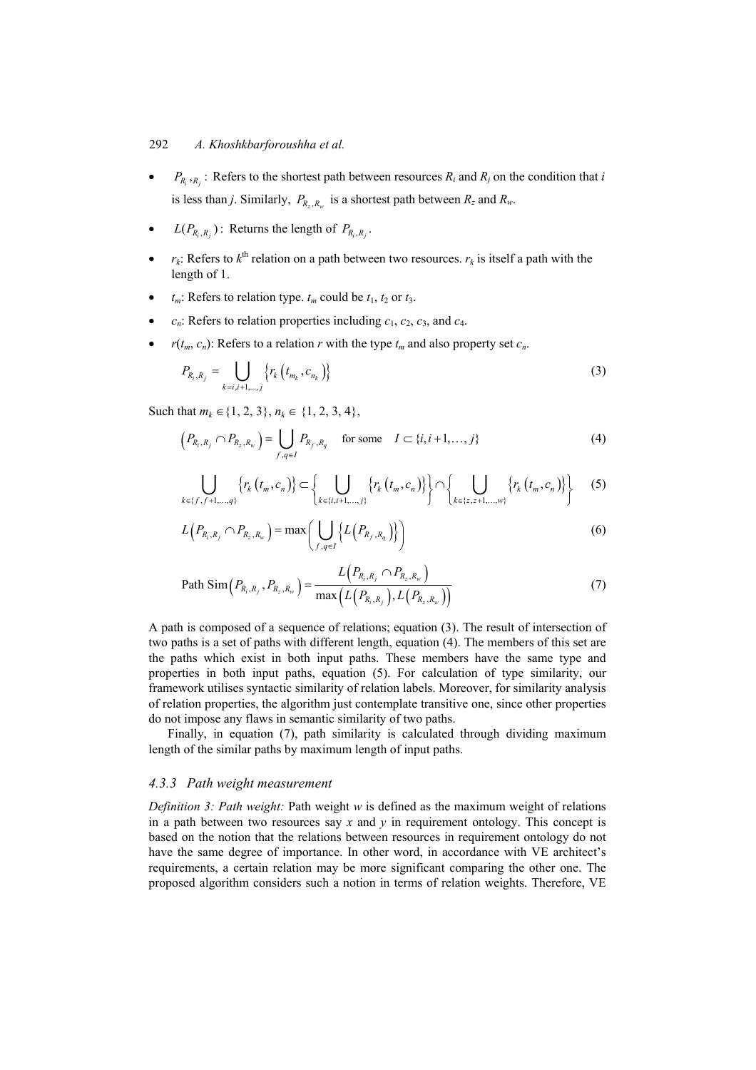- $P_{R_i,R_j}$: Refers to the shortest path between resources $R_i$ and $R_j$ on the condition that $i$ is less than $j$. Similarly, $P_{R_z,R_w}$ is a shortest path between $R_z$ and $R_w$.
- $L(P_{R_i,R_j})$: Returns the length of $P_{R_i,R_j}$.
- $r_k$: Refers to $k^{\text{th}}$ relation on a path between two resources. $r_k$ is itself a path with the length of 1.
- $t_m$: Refers to relation type. $t_m$ could be $t_1$, $t_2$ or $t_3$.
- $c_n$: Refers to relation properties including $c_1$, $c_2$, $c_3$, and $c_4$.
- $r(t_m, c_n)$: Refers to a relation $r$ with the type $t_m$ and also property set $c_n$.

$$P_{R_i,R_j} = \bigcup_{k=i,i+1,\ldots,j} \left\{ r_k\left(t_{m_k}, c_{n_k}\right) \right\} \tag{3}$$

Such that $m_k \in \{1, 2, 3\}$, $n_k \in \{1, 2, 3, 4\}$,

$$\left(P_{R_i,R_j} \cap P_{R_z,R_w}\right) = \bigcup_{f,q \in I} P_{R_f,R_q} \quad \text{for some} \quad I \subset \{i, i+1, \ldots, j\} \tag{4}$$

$$\bigcup_{k \in \{f,f+1,\ldots,q\}} \left\{ r_k\left(t_m, c_n\right) \right\} \subset \left\{ \bigcup_{k \in \{i,i+1,\ldots,j\}} \left\{ r_k\left(t_m, c_n\right) \right\} \right\} \cap \left\{ \bigcup_{k \in \{z,z+1,\ldots,w\}} \left\{ r_k\left(t_m, c_n\right) \right\} \right\} \tag{5}$$

$$L\left(P_{R_i,R_j} \cap P_{R_z,R_w}\right) = \max\left( \bigcup_{f,q \in I} \left\{ L\left(P_{R_f,R_q}\right) \right\} \right) \tag{6}$$

$$\text{Path Sim}\left(P_{R_i,R_j}, P_{R_z,R_w}\right) = \frac{L\left(P_{R_i,R_j} \cap P_{R_z,R_w}\right)}{\max\left(L\left(P_{R_i,R_j}\right), L\left(P_{R_z,R_w}\right)\right)} \tag{7}$$

A path is composed of a sequence of relations; equation (3). The result of intersection of two paths is a set of paths with different length, equation (4). The members of this set are the paths which exist in both input paths. These members have the same type and properties in both input paths, equation (5). For calculation of type similarity, our framework utilises syntactic similarity of relation labels. Moreover, for similarity analysis of relation properties, the algorithm just contemplate transitive one, since other properties do not impose any flaws in semantic similarity of two paths.

Finally, in equation (7), path similarity is calculated through dividing maximum length of the similar paths by maximum length of input paths.

### 4.3.3 Path weight measurement

*Definition 3: Path weight:* Path weight $w$ is defined as the maximum weight of relations in a path between two resources say $x$ and $y$ in requirement ontology. This concept is based on the notion that the relations between resources in requirement ontology do not have the same degree of importance. In other word, in accordance with VE architect's requirements, a certain relation may be more significant comparing the other one. The proposed algorithm considers such a notion in terms of relation weights. Therefore, VE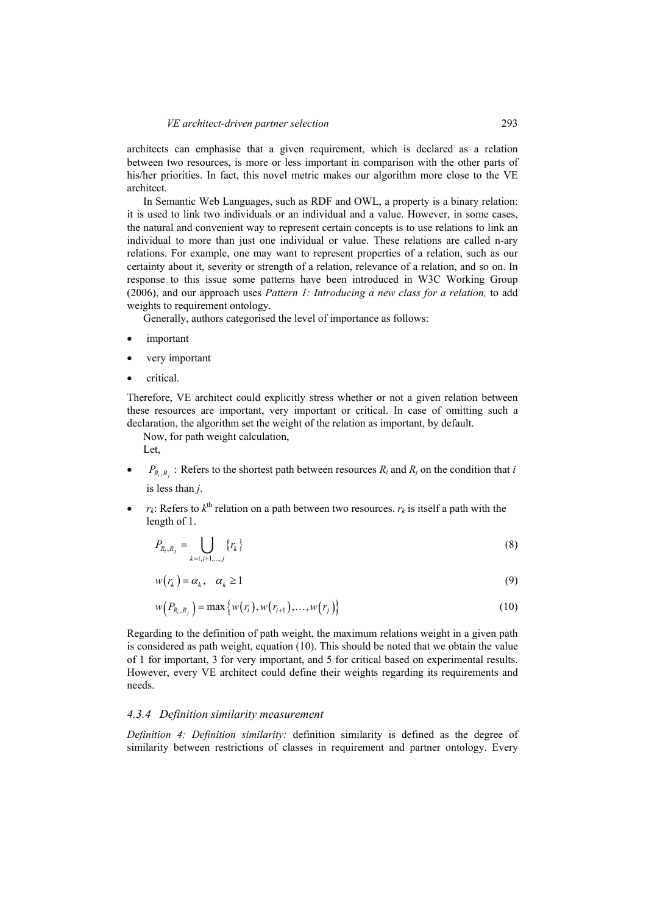architects can emphasise that a given requirement, which is declared as a relation between two resources, is more or less important in comparison with the other parts of his/her priorities. In fact, this novel metric makes our algorithm more close to the VE architect.

In Semantic Web Languages, such as RDF and OWL, a property is a binary relation: it is used to link two individuals or an individual and a value. However, in some cases, the natural and convenient way to represent certain concepts is to use relations to link an individual to more than just one individual or value. These relations are called n-ary relations. For example, one may want to represent properties of a relation, such as our certainty about it, severity or strength of a relation, relevance of a relation, and so on. In response to this issue some patterns have been introduced in W3C Working Group (2006), and our approach uses *Pattern 1: Introducing a new class for a relation,* to add weights to requirement ontology.

Generally, authors categorised the level of importance as follows:

- important
- very important
- critical.

Therefore, VE architect could explicitly stress whether or not a given relation between these resources are important, very important or critical. In case of omitting such a declaration, the algorithm set the weight of the relation as important, by default.

Now, for path weight calculation,

Let,

- $P_{R_i,R_j}$ : Refers to the shortest path between resources $R_i$ and $R_j$ on the condition that $i$ is less than $j$.
- $r_k$: Refers to $k^{\text{th}}$ relation on a path between two resources. $r_k$ is itself a path with the length of 1.

$$P_{R_i,R_j} = \bigcup_{k=i,i+1,\ldots,j} \{r_k\} \tag{8}$$

$$w(r_k) = \alpha_k, \quad \alpha_k \geq 1 \tag{9}$$

$$w\left(P_{R_i,R_j}\right) = \max\left\{w(r_i), w(r_{i+1}), \ldots, w(r_j)\right\} \tag{10}$$

Regarding to the definition of path weight, the maximum relations weight in a given path is considered as path weight, equation (10). This should be noted that we obtain the value of 1 for important, 3 for very important, and 5 for critical based on experimental results. However, every VE architect could define their weights regarding its requirements and needs.

### 4.3.4 Definition similarity measurement

*Definition 4: Definition similarity:* definition similarity is defined as the degree of similarity between restrictions of classes in requirement and partner ontology. Every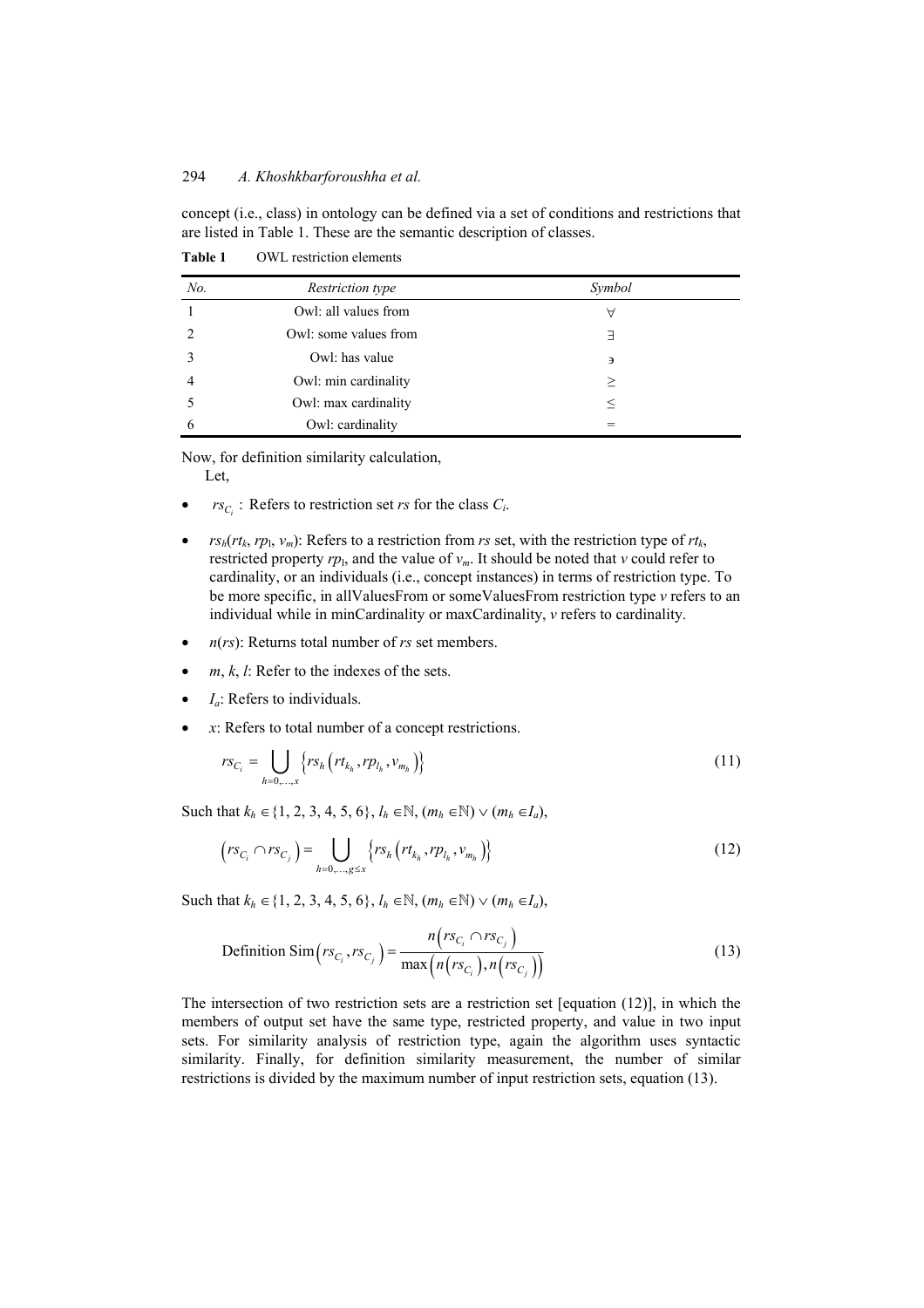concept (i.e., class) in ontology can be defined via a set of conditions and restrictions that are listed in Table 1. These are the semantic description of classes.

**Table 1** OWL restriction elements

| *No.* | *Restriction type* | *Symbol* |
|---|---|---|
| 1 | Owl: all values from | $\forall$ |
| 2 | Owl: some values from | $\exists$ |
| 3 | Owl: has value | $\ni$ |
| 4 | Owl: min cardinality | $\geq$ |
| 5 | Owl: max cardinality | $\leq$ |
| 6 | Owl: cardinality | $=$ |

Now, for definition similarity calculation,

Let,

- $rs_{C_i}$ : Refers to restriction set *rs* for the class $C_i$.
- $rs_h(rt_k, rp_l, v_m)$: Refers to a restriction from *rs* set, with the restriction type of $rt_k$, restricted property $rp_l$, and the value of $v_m$. It should be noted that *v* could refer to cardinality, or an individuals (i.e., concept instances) in terms of restriction type. To be more specific, in allValuesFrom or someValuesFrom restriction type *v* refers to an individual while in minCardinality or maxCardinality, *v* refers to cardinality.
- $n(rs)$: Returns total number of *rs* set members.
- $m$, $k$, $l$: Refer to the indexes of the sets.
- $I_a$: Refers to individuals.
- $x$: Refers to total number of a concept restrictions.

$$rs_{C_i} = \bigcup_{h=0,\ldots,x} \left\{ rs_h \left( rt_{k_h}, rp_{l_h}, v_{m_h} \right) \right\} \tag{11}$$

Such that $k_h \in \{1, 2, 3, 4, 5, 6\}$, $l_h \in \mathbb{N}$, $(m_h \in \mathbb{N}) \vee (m_h \in I_a)$,

$$\left( rs_{C_i} \cap rs_{C_j} \right) = \bigcup_{h=0,\ldots,g \leq x} \left\{ rs_h \left( rt_{k_h}, rp_{l_h}, v_{m_h} \right) \right\} \tag{12}$$

Such that $k_h \in \{1, 2, 3, 4, 5, 6\}$, $l_h \in \mathbb{N}$, $(m_h \in \mathbb{N}) \vee (m_h \in I_a)$,

$$\text{Definition Sim}\left( rs_{C_i}, rs_{C_j} \right) = \frac{n\left( rs_{C_i} \cap rs_{C_j} \right)}{\max\left( n\left( rs_{C_i} \right), n\left( rs_{C_j} \right) \right)} \tag{13}$$

The intersection of two restriction sets are a restriction set [equation (12)], in which the members of output set have the same type, restricted property, and value in two input sets. For similarity analysis of restriction type, again the algorithm uses syntactic similarity. Finally, for definition similarity measurement, the number of similar restrictions is divided by the maximum number of input restriction sets, equation (13).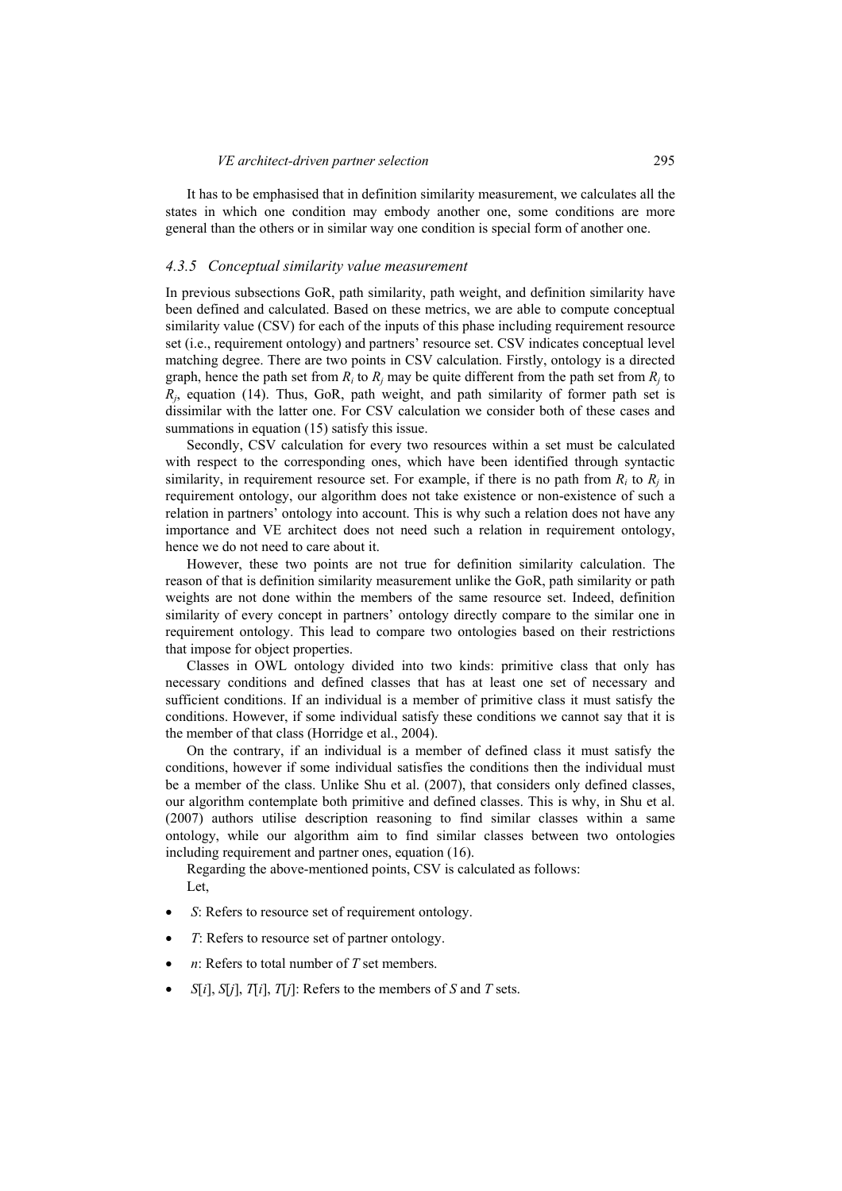It has to be emphasised that in definition similarity measurement, we calculates all the states in which one condition may embody another one, some conditions are more general than the others or in similar way one condition is special form of another one.

### *4.3.5 Conceptual similarity value measurement*

In previous subsections GoR, path similarity, path weight, and definition similarity have been defined and calculated. Based on these metrics, we are able to compute conceptual similarity value (CSV) for each of the inputs of this phase including requirement resource set (i.e., requirement ontology) and partners' resource set. CSV indicates conceptual level matching degree. There are two points in CSV calculation. Firstly, ontology is a directed graph, hence the path set from $R_i$ to $R_j$ may be quite different from the path set from $R_j$ to $R_i$, equation (14). Thus, GoR, path weight, and path similarity of former path set is dissimilar with the latter one. For CSV calculation we consider both of these cases and summations in equation (15) satisfy this issue.

Secondly, CSV calculation for every two resources within a set must be calculated with respect to the corresponding ones, which have been identified through syntactic similarity, in requirement resource set. For example, if there is no path from $R_i$ to $R_j$ in requirement ontology, our algorithm does not take existence or non-existence of such a relation in partners' ontology into account. This is why such a relation does not have any importance and VE architect does not need such a relation in requirement ontology, hence we do not need to care about it.

However, these two points are not true for definition similarity calculation. The reason of that is definition similarity measurement unlike the GoR, path similarity or path weights are not done within the members of the same resource set. Indeed, definition similarity of every concept in partners' ontology directly compare to the similar one in requirement ontology. This lead to compare two ontologies based on their restrictions that impose for object properties.

Classes in OWL ontology divided into two kinds: primitive class that only has necessary conditions and defined classes that has at least one set of necessary and sufficient conditions. If an individual is a member of primitive class it must satisfy the conditions. However, if some individual satisfy these conditions we cannot say that it is the member of that class (Horridge et al., 2004).

On the contrary, if an individual is a member of defined class it must satisfy the conditions, however if some individual satisfies the conditions then the individual must be a member of the class. Unlike Shu et al. (2007), that considers only defined classes, our algorithm contemplate both primitive and defined classes. This is why, in Shu et al. (2007) authors utilise description reasoning to find similar classes within a same ontology, while our algorithm aim to find similar classes between two ontologies including requirement and partner ones, equation (16).

Regarding the above-mentioned points, CSV is calculated as follows:

Let,

- *S*: Refers to resource set of requirement ontology.
- *T*: Refers to resource set of partner ontology.
- *n*: Refers to total number of *T* set members.
- $S[i]$, $S[j]$, $T[i]$, $T[j]$: Refers to the members of *S* and *T* sets.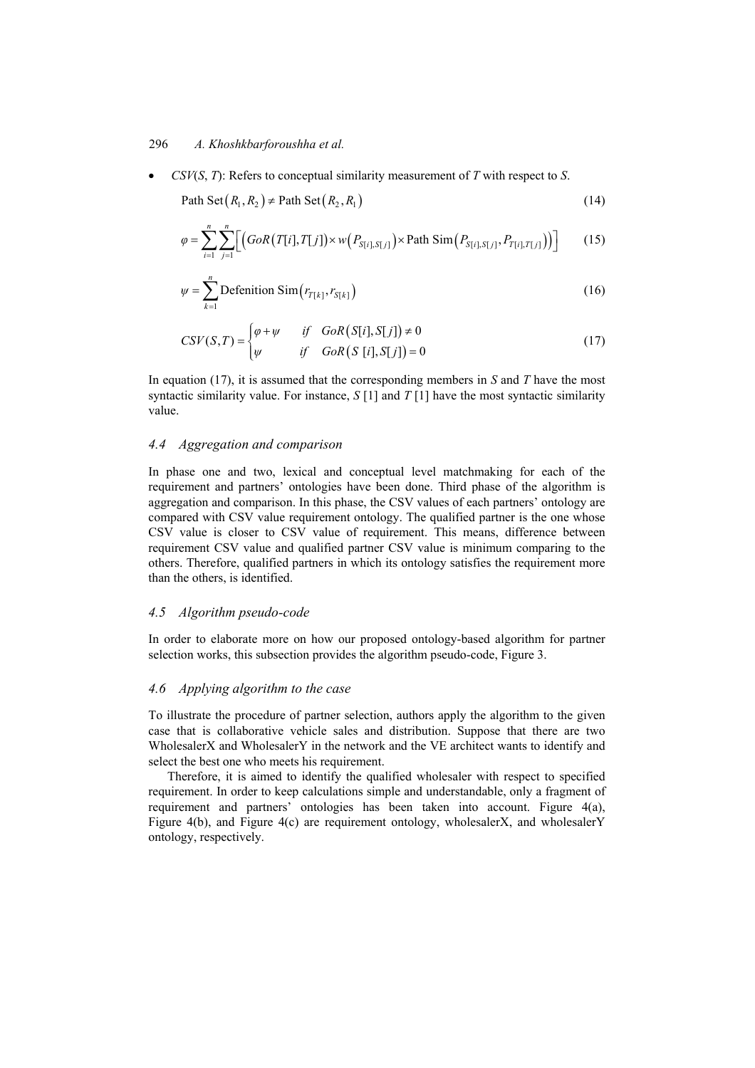- *CSV*(*S*, *T*): Refers to conceptual similarity measurement of *T* with respect to *S*.

$$\text{Path Set}(R_1, R_2) \neq \text{Path Set}(R_2, R_1) \tag{14}$$

$$\varphi = \sum_{i=1}^{n} \sum_{j=1}^{n} \left[ \left( GoR(T[i], T[j]) \times w\left(P_{S[i],S[j]}\right) \times \text{Path Sim}\left(P_{S[i],S[j]}, P_{T[i],T[j]}\right) \right) \right] \tag{15}$$

$$\psi = \sum_{k=1}^{n} \text{Defenition Sim}\left(r_{T[k]}, r_{S[k]}\right) \tag{16}$$

$$CSV(S,T) = \begin{cases} \varphi + \psi & \text{if} \quad GoR(S[i], S[j]) \neq 0 \\ \psi & \text{if} \quad GoR(S\,[i], S[j]) = 0 \end{cases} \tag{17}$$

In equation (17), it is assumed that the corresponding members in *S* and *T* have the most syntactic similarity value. For instance, *S* [1] and *T* [1] have the most syntactic similarity value.

### *4.4 Aggregation and comparison*

In phase one and two, lexical and conceptual level matchmaking for each of the requirement and partners' ontologies have been done. Third phase of the algorithm is aggregation and comparison. In this phase, the CSV values of each partners' ontology are compared with CSV value requirement ontology. The qualified partner is the one whose CSV value is closer to CSV value of requirement. This means, difference between requirement CSV value and qualified partner CSV value is minimum comparing to the others. Therefore, qualified partners in which its ontology satisfies the requirement more than the others, is identified.

### *4.5 Algorithm pseudo-code*

In order to elaborate more on how our proposed ontology-based algorithm for partner selection works, this subsection provides the algorithm pseudo-code, Figure 3.

### *4.6 Applying algorithm to the case*

To illustrate the procedure of partner selection, authors apply the algorithm to the given case that is collaborative vehicle sales and distribution. Suppose that there are two WholesalerX and WholesalerY in the network and the VE architect wants to identify and select the best one who meets his requirement.

Therefore, it is aimed to identify the qualified wholesaler with respect to specified requirement. In order to keep calculations simple and understandable, only a fragment of requirement and partners' ontologies has been taken into account. Figure 4(a), Figure 4(b), and Figure 4(c) are requirement ontology, wholesalerX, and wholesalerY ontology, respectively.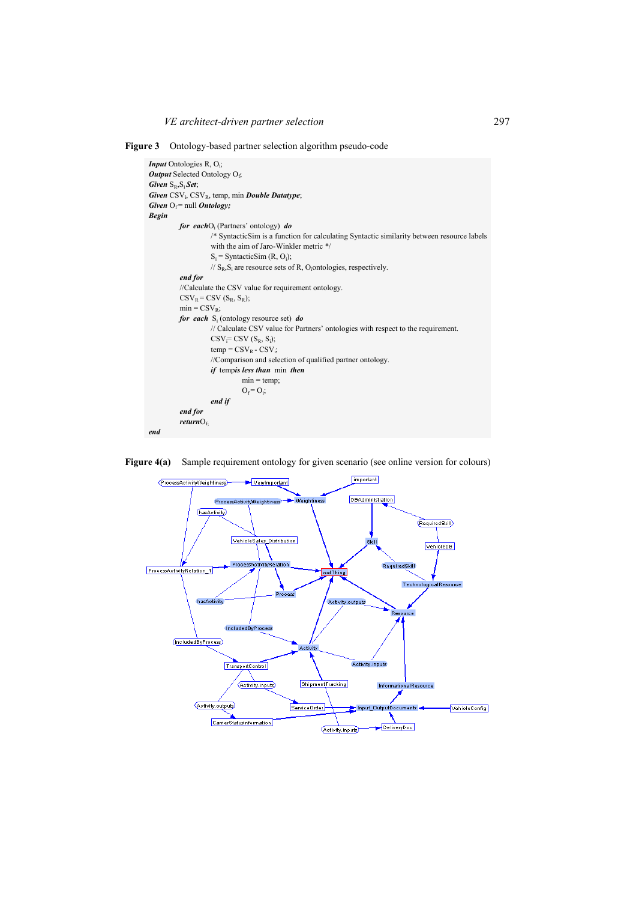**Figure 3** Ontology-based partner selection algorithm pseudo-code

```
Input Ontologies R, Oi;
Output Selected Ontology Of;
Given SR,Si Set;
Given CSVi, CSVR, temp, min Double Datatype;
Given Of = null Ontology;
Begin
      for each Oi (Partners' ontology) do
            /* SyntacticSim is a function for calculating Syntactic similarity between resource labels
            with the aim of Jaro-Winkler metric */
            Si = SyntacticSim (R, Oi);
            // SR,Si are resource sets of R, Oi ontologies, respectively.
      end for
      //Calculate the CSV value for requirement ontology.
      CSVR = CSV (SR, SR);
      min = CSVR;
      for each Si (ontology resource set) do
            // Calculate CSV value for Partners' ontologies with respect to the requirement.
            CSVi = CSV (SR, Si);
            temp = CSVR - CSVi;
            //Comparison and selection of qualified partner ontology.
            if temp is less than min then
                  min = temp;
                  Of = Oi;
            end if
      end for
      return Of;
end
```

**Figure 4(a)** Sample requirement ontology for given scenario (see online version for colours)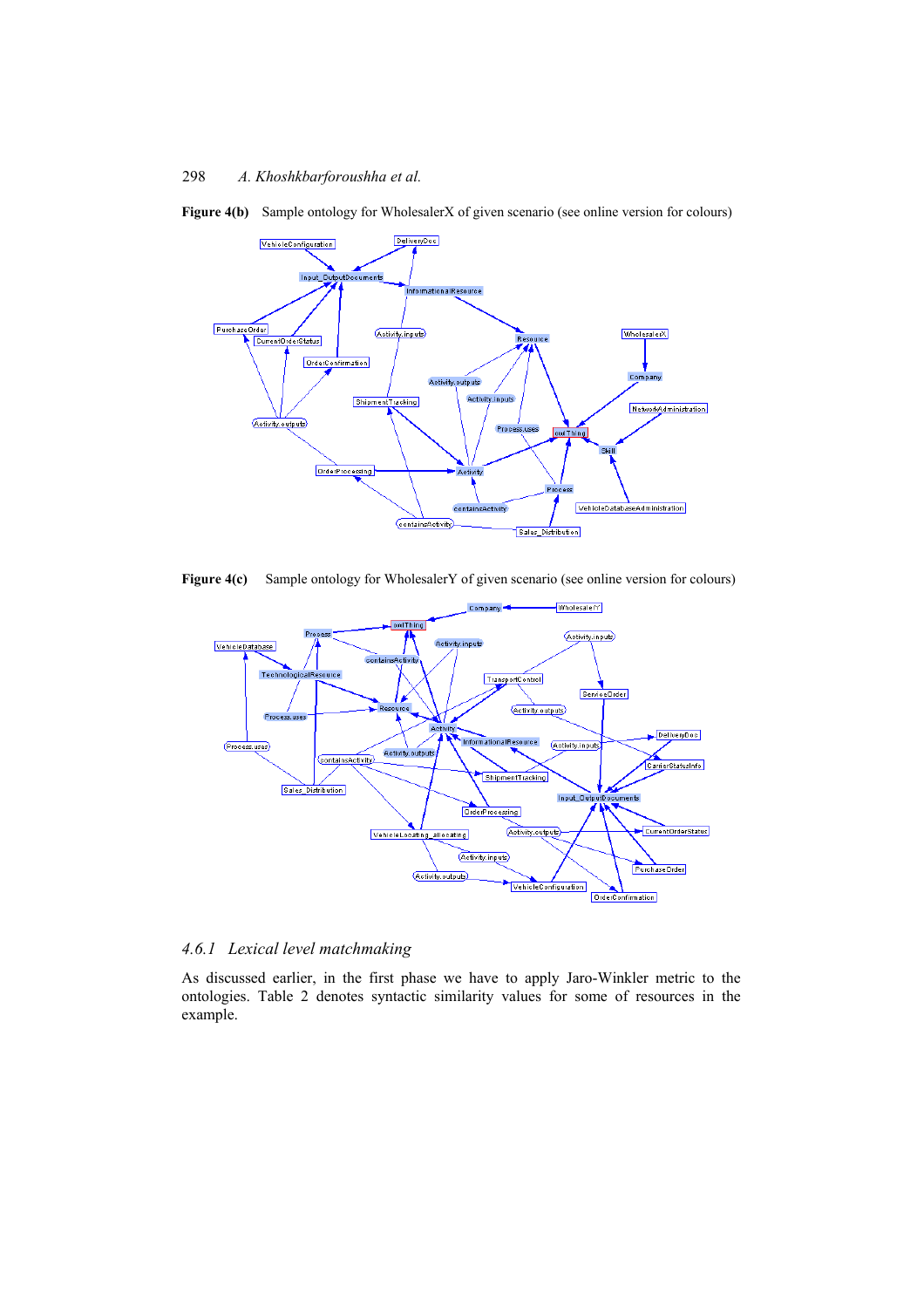**Figure 4(b)** Sample ontology for WholesalerX of given scenario (see online version for colours)

**Figure 4(c)** Sample ontology for WholesalerY of given scenario (see online version for colours)

### *4.6.1 Lexical level matchmaking*

As discussed earlier, in the first phase we have to apply Jaro-Winkler metric to the ontologies. Table 2 denotes syntactic similarity values for some of resources in the example.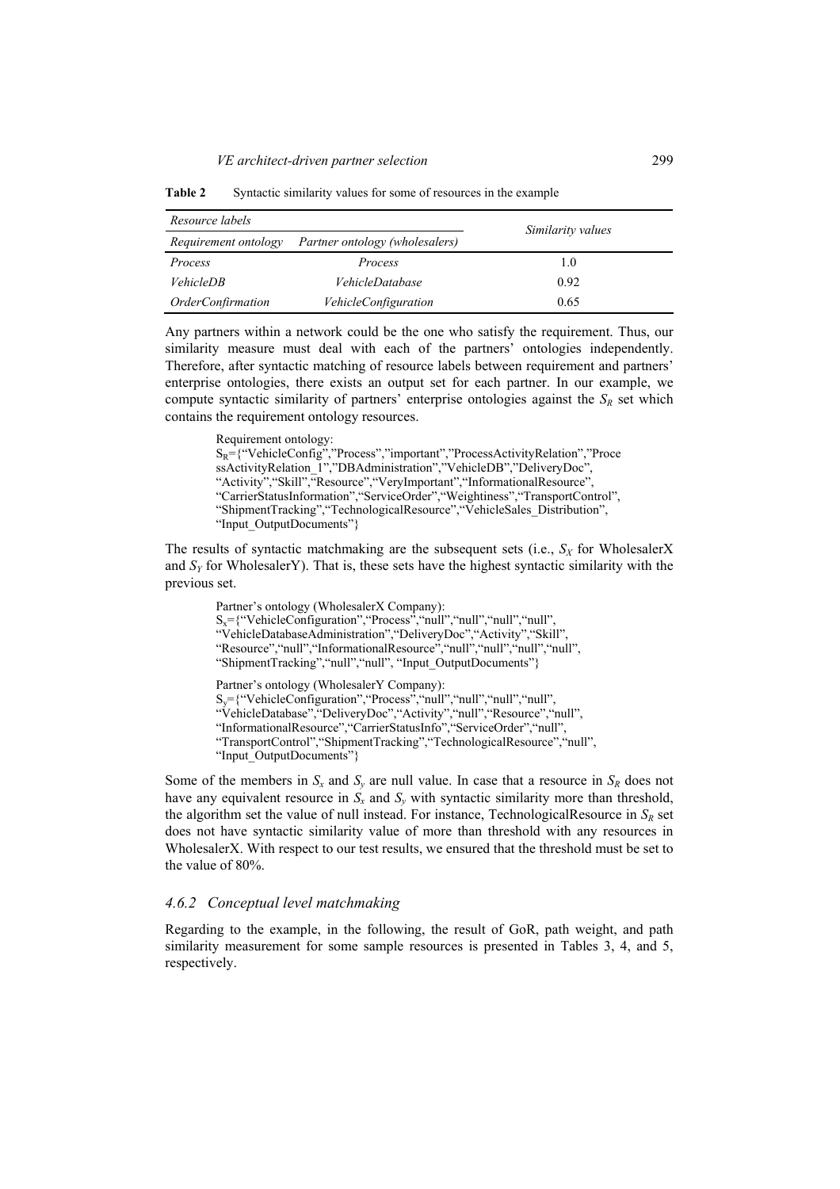**Table 2** Syntactic similarity values for some of resources in the example

| *Resource labels* | | *Similarity values* |
|---|---|---|
| *Requirement ontology* | *Partner ontology (wholesalers)* | |
| *Process* | *Process* | 1.0 |
| *VehicleDB* | *VehicleDatabase* | 0.92 |
| *OrderConfirmation* | *VehicleConfiguration* | 0.65 |

Any partners within a network could be the one who satisfy the requirement. Thus, our similarity measure must deal with each of the partners' ontologies independently. Therefore, after syntactic matching of resource labels between requirement and partners' enterprise ontologies, there exists an output set for each partner. In our example, we compute syntactic similarity of partners' enterprise ontologies against the $S_R$ set which contains the requirement ontology resources.

> Requirement ontology:
> $S_R$={"VehicleConfig","Process","important","ProcessActivityRelation","ProcessActivityRelation_1","DBAdministration","VehicleDB","DeliveryDoc", "Activity","Skill","Resource","VeryImportant","InformationalResource", "CarrierStatusInformation","ServiceOrder","Weightiness","TransportControl", "ShipmentTracking","TechnologicalResource","VehicleSales_Distribution", "Input_OutputDocuments"}

The results of syntactic matchmaking are the subsequent sets (i.e., $S_X$ for WholesalerX and $S_Y$ for WholesalerY). That is, these sets have the highest syntactic similarity with the previous set.

> Partner's ontology (WholesalerX Company):
> $S_x$={"VehicleConfiguration","Process","null","null","null","null", "VehicleDatabaseAdministration","DeliveryDoc","Activity","Skill", "Resource","null","InformationalResource","null","null","null", "ShipmentTracking","null","null", "Input_OutputDocuments"}

> Partner's ontology (WholesalerY Company):
> $S_y$={"VehicleConfiguration","Process","null","null","null","null", "VehicleDatabase","DeliveryDoc","Activity","null","Resource","null", "InformationalResource","CarrierStatusInfo","ServiceOrder","null", "TransportControl","ShipmentTracking","TechnologicalResource","null", "Input_OutputDocuments"}

Some of the members in $S_x$ and $S_y$ are null value. In case that a resource in $S_R$ does not have any equivalent resource in $S_x$ and $S_y$ with syntactic similarity more than threshold, the algorithm set the value of null instead. For instance, TechnologicalResource in $S_R$ set does not have syntactic similarity value of more than threshold with any resources in WholesalerX. With respect to our test results, we ensured that the threshold must be set to the value of 80%.

### *4.6.2 Conceptual level matchmaking*

Regarding to the example, in the following, the result of GoR, path weight, and path similarity measurement for some sample resources is presented in Tables 3, 4, and 5, respectively.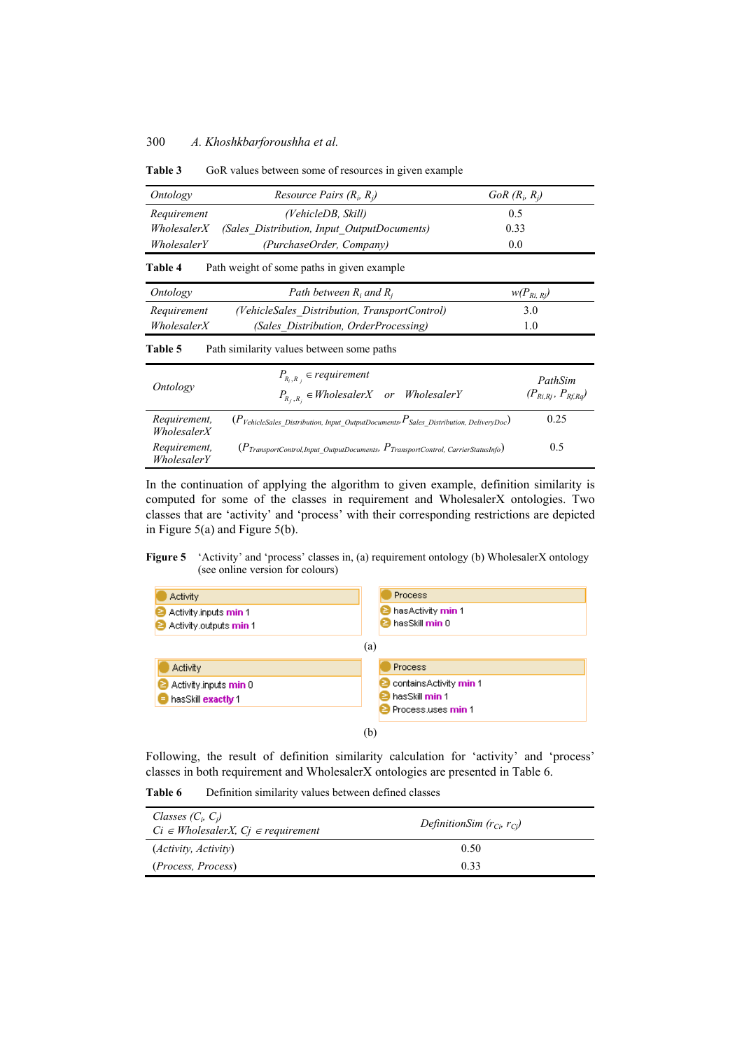**Table 3** GoR values between some of resources in given example

| *Ontology* | *Resource Pairs* $(R_i, R_j)$ | *GoR* $(R_i, R_j)$ |
|---|---|---|
| *Requirement* | *(VehicleDB, Skill)* | 0.5 |
| *WholesalerX* | *(Sales_Distribution, Input_OutputDocuments)* | 0.33 |
| *WholesalerY* | *(PurchaseOrder, Company)* | 0.0 |

**Table 4** Path weight of some paths in given example

| *Ontology* | *Path between* $R_i$ *and* $R_j$ | $w(P_{Ri, Rj})$ |
|---|---|---|
| *Requirement* | *(VehicleSales_Distribution, TransportControl)* | 3.0 |
| *WholesalerX* | *(Sales_Distribution, OrderProcessing)* | 1.0 |

**Table 5** Path similarity values between some paths

| *Ontology* | $P_{R_i,R_j} \in requirement$ <br> $P_{R_f,R_q} \in WholesalerX \quad or \quad WholesalerY$ | *PathSim* $(P_{Ri,Rj}, P_{Rf,Rq})$ |
|---|---|---|
| *Requirement, WholesalerX* | $(P_{VehicleSales\_Distribution,\ Input\_OutputDocuments}, P_{Sales\_Distribution,\ DeliveryDoc})$ | 0.25 |
| *Requirement, WholesalerY* | $(P_{TransportControl, Input\_OutputDocuments}, P_{TransportControl,\ CarrierStatusInfo})$ | 0.5 |

In the continuation of applying the algorithm to given example, definition similarity is computed for some of the classes in requirement and WholesalerX ontologies. Two classes that are 'activity' and 'process' with their corresponding restrictions are depicted in Figure 5(a) and Figure 5(b).

**Figure 5** 'Activity' and 'process' classes in, (a) requirement ontology (b) WholesalerX ontology (see online version for colours)

(a)

| Activity | Process |
|---|---|
| Activity.inputs **min** 1 | hasActivity **min** 1 |
| Activity.outputs **min** 1 | hasSkill **min** 0 |

(b)

| Activity | Process |
|---|---|
| Activity.inputs **min** 0 | containsActivity **min** 1 |
| hasSkill **exactly** 1 | hasSkill **min** 1 |
| | Process.uses **min** 1 |

Following, the result of definition similarity calculation for 'activity' and 'process' classes in both requirement and WholesalerX ontologies are presented in Table 6.

**Table 6** Definition similarity values between defined classes

| *Classes* $(C_i, C_j)$ <br> $Ci \in WholesalerX,\ Cj \in requirement$ | *DefinitionSim* $(r_{Ci}, r_{Cj})$ |
|---|---|
| *(Activity, Activity)* | 0.50 |
| *(Process, Process)* | 0.33 |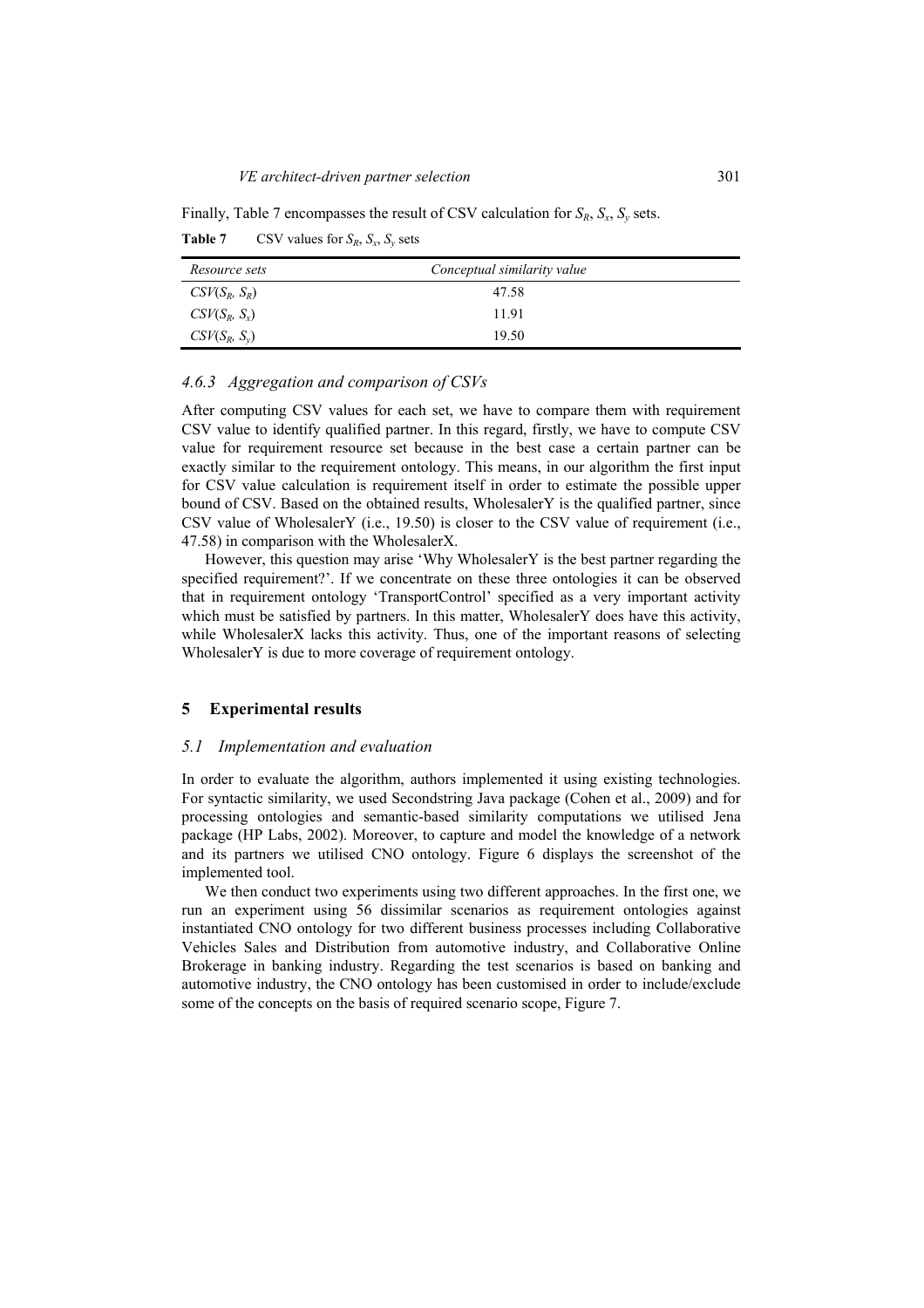Finally, Table 7 encompasses the result of CSV calculation for $S_R$, $S_x$, $S_y$ sets.

**Table 7** CSV values for $S_R$, $S_x$, $S_y$ sets

| *Resource sets* | *Conceptual similarity value* |
|---|---|
| $CSV(S_R, S_R)$ | 47.58 |
| $CSV(S_R, S_x)$ | 11.91 |
| $CSV(S_R, S_y)$ | 19.50 |

### *4.6.3 Aggregation and comparison of CSVs*

After computing CSV values for each set, we have to compare them with requirement CSV value to identify qualified partner. In this regard, firstly, we have to compute CSV value for requirement resource set because in the best case a certain partner can be exactly similar to the requirement ontology. This means, in our algorithm the first input for CSV value calculation is requirement itself in order to estimate the possible upper bound of CSV. Based on the obtained results, WholesalerY is the qualified partner, since CSV value of WholesalerY (i.e., 19.50) is closer to the CSV value of requirement (i.e., 47.58) in comparison with the WholesalerX.

However, this question may arise 'Why WholesalerY is the best partner regarding the specified requirement?'. If we concentrate on these three ontologies it can be observed that in requirement ontology 'TransportControl' specified as a very important activity which must be satisfied by partners. In this matter, WholesalerY does have this activity, while WholesalerX lacks this activity. Thus, one of the important reasons of selecting WholesalerY is due to more coverage of requirement ontology.

## 5 Experimental results

### *5.1 Implementation and evaluation*

In order to evaluate the algorithm, authors implemented it using existing technologies. For syntactic similarity, we used Secondstring Java package (Cohen et al., 2009) and for processing ontologies and semantic-based similarity computations we utilised Jena package (HP Labs, 2002). Moreover, to capture and model the knowledge of a network and its partners we utilised CNO ontology. Figure 6 displays the screenshot of the implemented tool.

We then conduct two experiments using two different approaches. In the first one, we run an experiment using 56 dissimilar scenarios as requirement ontologies against instantiated CNO ontology for two different business processes including Collaborative Vehicles Sales and Distribution from automotive industry, and Collaborative Online Brokerage in banking industry. Regarding the test scenarios is based on banking and automotive industry, the CNO ontology has been customised in order to include/exclude some of the concepts on the basis of required scenario scope, Figure 7.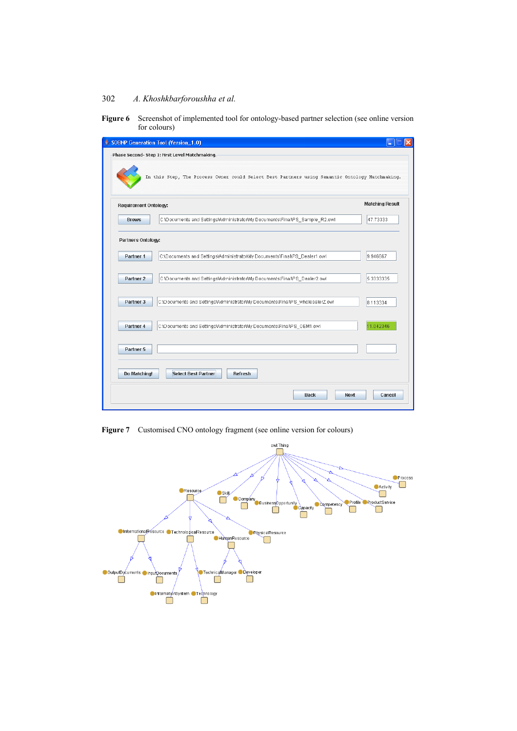**Figure 6** Screenshot of implemented tool for ontology-based partner selection (see online version for colours)

**Figure 7** Customised CNO ontology fragment (see online version for colours)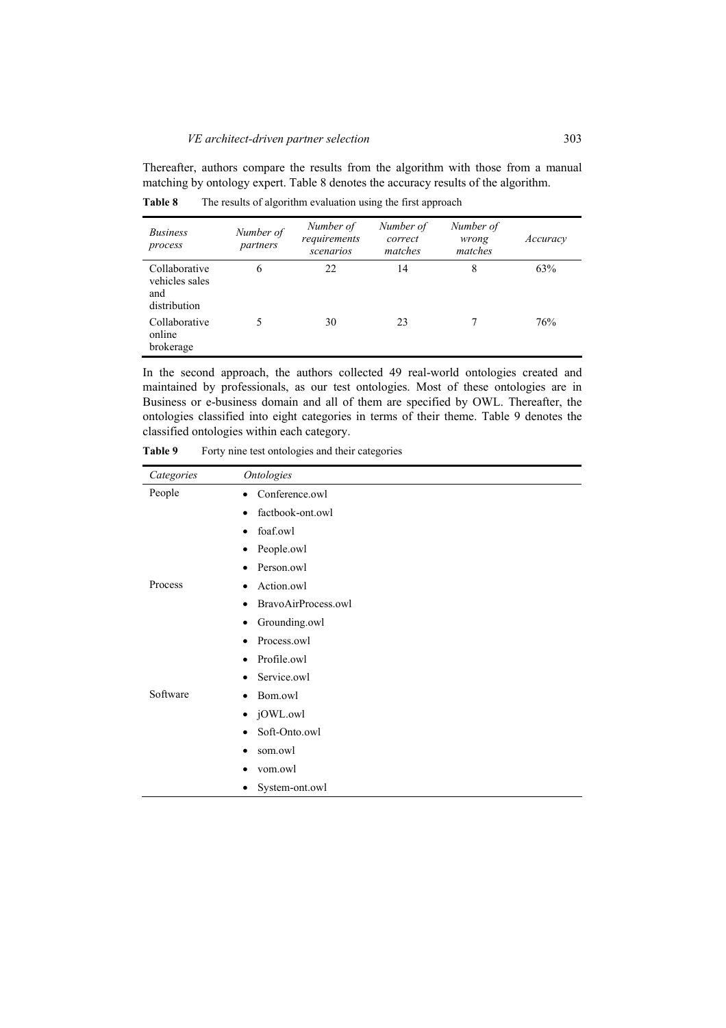Thereafter, authors compare the results from the algorithm with those from a manual matching by ontology expert. Table 8 denotes the accuracy results of the algorithm.

**Table 8** The results of algorithm evaluation using the first approach

| *Business process* | *Number of partners* | *Number of requirements scenarios* | *Number of correct matches* | *Number of wrong matches* | *Accuracy* |
|---|---|---|---|---|---|
| Collaborative vehicles sales and distribution | 6 | 22 | 14 | 8 | 63% |
| Collaborative online brokerage | 5 | 30 | 23 | 7 | 76% |

In the second approach, the authors collected 49 real-world ontologies created and maintained by professionals, as our test ontologies. Most of these ontologies are in Business or e-business domain and all of them are specified by OWL. Thereafter, the ontologies classified into eight categories in terms of their theme. Table 9 denotes the classified ontologies within each category.

**Table 9** Forty nine test ontologies and their categories

| *Categories* | *Ontologies* |
|---|---|
| People | • Conference.owl |
| | • factbook-ont.owl |
| | • foaf.owl |
| | • People.owl |
| | • Person.owl |
| Process | • Action.owl |
| | • BravoAirProcess.owl |
| | • Grounding.owl |
| | • Process.owl |
| | • Profile.owl |
| | • Service.owl |
| Software | • Bom.owl |
| | • jOWL.owl |
| | • Soft-Onto.owl |
| | • som.owl |
| | • vom.owl |
| | • System-ont.owl |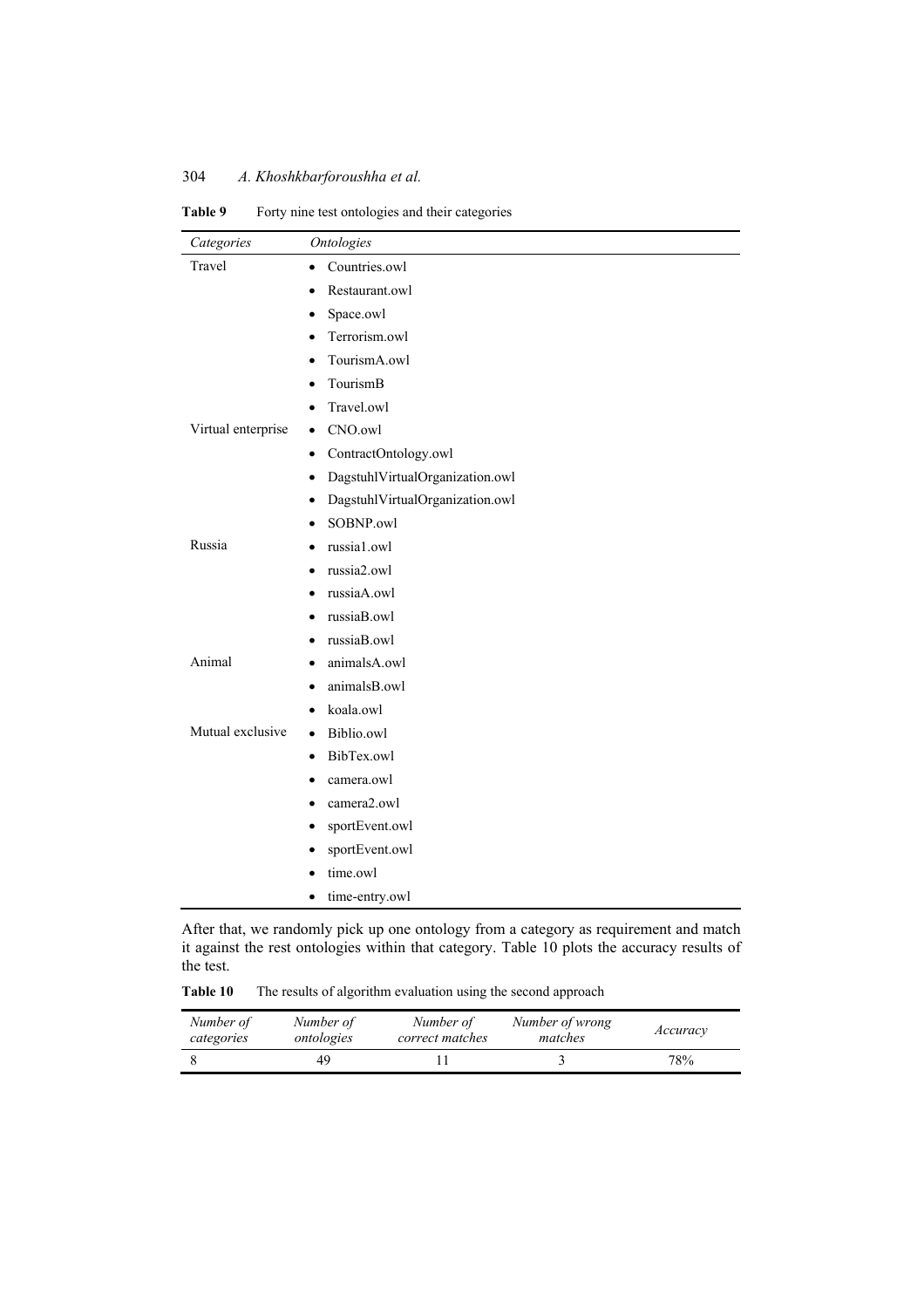**Table 9** Forty nine test ontologies and their categories

| *Categories* | *Ontologies* |
|---|---|
| Travel | • Countries.owl |
| | • Restaurant.owl |
| | • Space.owl |
| | • Terrorism.owl |
| | • TourismA.owl |
| | • TourismB |
| | • Travel.owl |
| Virtual enterprise | • CNO.owl |
| | • ContractOntology.owl |
| | • DagstuhlVirtualOrganization.owl |
| | • DagstuhlVirtualOrganization.owl |
| | • SOBNP.owl |
| Russia | • russia1.owl |
| | • russia2.owl |
| | • russiaA.owl |
| | • russiaB.owl |
| | • russiaB.owl |
| Animal | • animalsA.owl |
| | • animalsB.owl |
| | • koala.owl |
| Mutual exclusive | • Biblio.owl |
| | • BibTex.owl |
| | • camera.owl |
| | • camera2.owl |
| | • sportEvent.owl |
| | • sportEvent.owl |
| | • time.owl |
| | • time-entry.owl |

After that, we randomly pick up one ontology from a category as requirement and match it against the rest ontologies within that category. Table 10 plots the accuracy results of the test.

**Table 10** The results of algorithm evaluation using the second approach

| *Number of categories* | *Number of ontologies* | *Number of correct matches* | *Number of wrong matches* | *Accuracy* |
|---|---|---|---|---|
| 8 | 49 | 11 | 3 | 78% |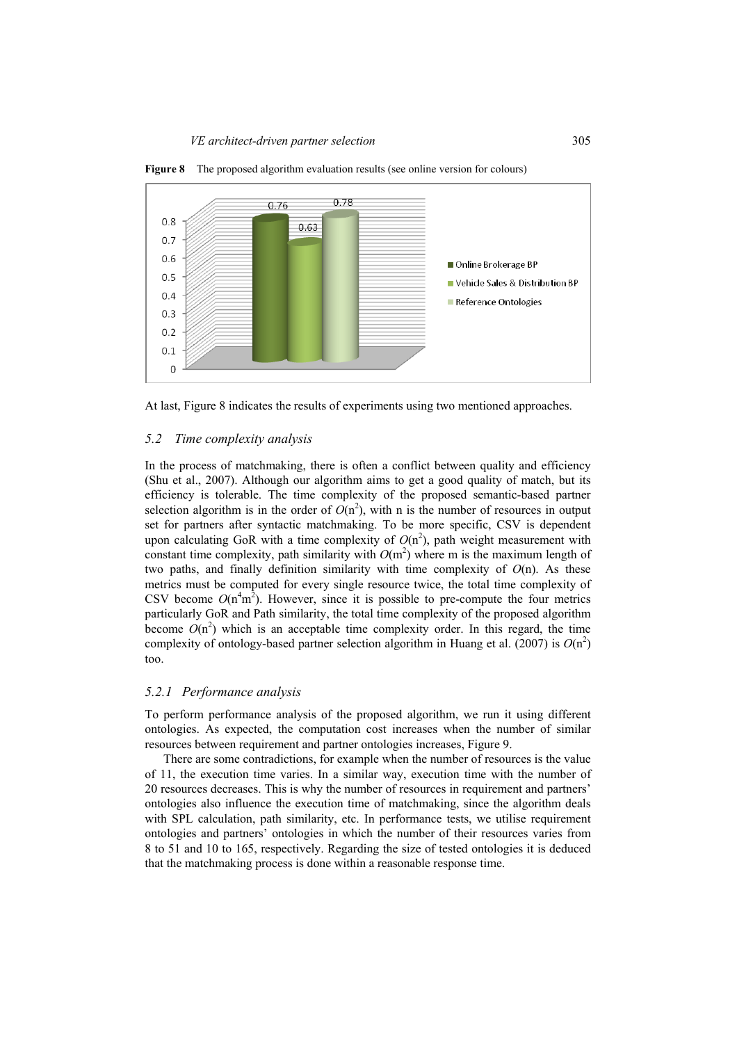**Figure 8** The proposed algorithm evaluation results (see online version for colours)

At last, Figure 8 indicates the results of experiments using two mentioned approaches.

### *5.2 Time complexity analysis*

In the process of matchmaking, there is often a conflict between quality and efficiency (Shu et al., 2007). Although our algorithm aims to get a good quality of match, but its efficiency is tolerable. The time complexity of the proposed semantic-based partner selection algorithm is in the order of $O(n^2)$, with n is the number of resources in output set for partners after syntactic matchmaking. To be more specific, CSV is dependent upon calculating GoR with a time complexity of $O(n^2)$, path weight measurement with constant time complexity, path similarity with $O(m^2)$ where m is the maximum length of two paths, and finally definition similarity with time complexity of $O(n)$. As these metrics must be computed for every single resource twice, the total time complexity of CSV become $O(n^4m^2)$. However, since it is possible to pre-compute the four metrics particularly GoR and Path similarity, the total time complexity of the proposed algorithm become $O(n^2)$ which is an acceptable time complexity order. In this regard, the time complexity of ontology-based partner selection algorithm in Huang et al. (2007) is $O(n^2)$ too.

#### *5.2.1 Performance analysis*

To perform performance analysis of the proposed algorithm, we run it using different ontologies. As expected, the computation cost increases when the number of similar resources between requirement and partner ontologies increases, Figure 9.

There are some contradictions, for example when the number of resources is the value of 11, the execution time varies. In a similar way, execution time with the number of 20 resources decreases. This is why the number of resources in requirement and partners' ontologies also influence the execution time of matchmaking, since the algorithm deals with SPL calculation, path similarity, etc. In performance tests, we utilise requirement ontologies and partners' ontologies in which the number of their resources varies from 8 to 51 and 10 to 165, respectively. Regarding the size of tested ontologies it is deduced that the matchmaking process is done within a reasonable response time.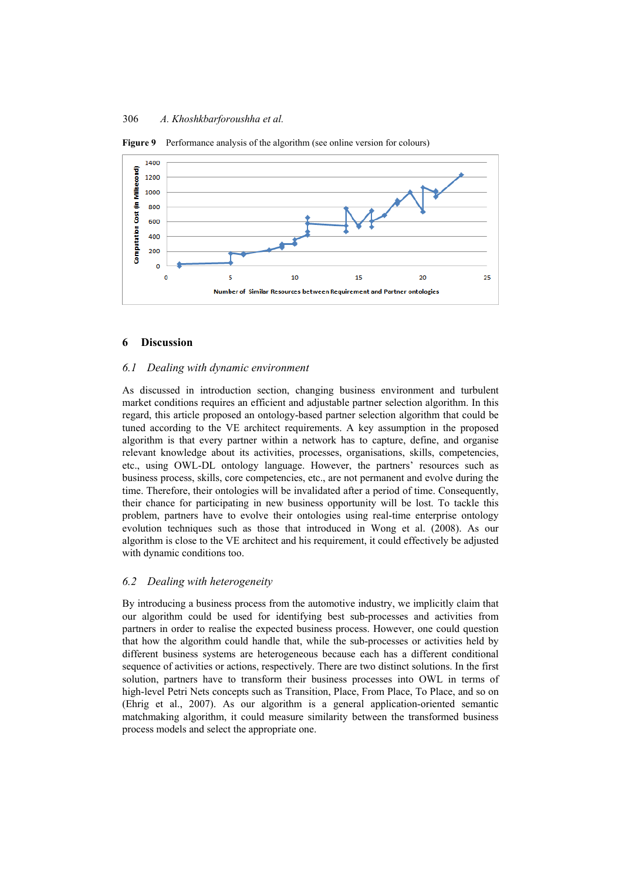**Figure 9** Performance analysis of the algorithm (see online version for colours)

## 6 Discussion

### *6.1 Dealing with dynamic environment*

As discussed in introduction section, changing business environment and turbulent market conditions requires an efficient and adjustable partner selection algorithm. In this regard, this article proposed an ontology-based partner selection algorithm that could be tuned according to the VE architect requirements. A key assumption in the proposed algorithm is that every partner within a network has to capture, define, and organise relevant knowledge about its activities, processes, organisations, skills, competencies, etc., using OWL-DL ontology language. However, the partners' resources such as business process, skills, core competencies, etc., are not permanent and evolve during the time. Therefore, their ontologies will be invalidated after a period of time. Consequently, their chance for participating in new business opportunity will be lost. To tackle this problem, partners have to evolve their ontologies using real-time enterprise ontology evolution techniques such as those that introduced in Wong et al. (2008). As our algorithm is close to the VE architect and his requirement, it could effectively be adjusted with dynamic conditions too.

### *6.2 Dealing with heterogeneity*

By introducing a business process from the automotive industry, we implicitly claim that our algorithm could be used for identifying best sub-processes and activities from partners in order to realise the expected business process. However, one could question that how the algorithm could handle that, while the sub-processes or activities held by different business systems are heterogeneous because each has a different conditional sequence of activities or actions, respectively. There are two distinct solutions. In the first solution, partners have to transform their business processes into OWL in terms of high-level Petri Nets concepts such as Transition, Place, From Place, To Place, and so on (Ehrig et al., 2007). As our algorithm is a general application-oriented semantic matchmaking algorithm, it could measure similarity between the transformed business process models and select the appropriate one.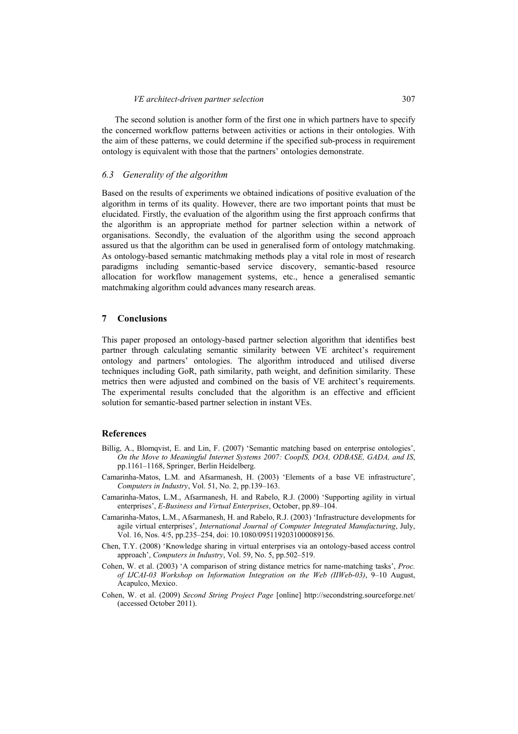The second solution is another form of the first one in which partners have to specify the concerned workflow patterns between activities or actions in their ontologies. With the aim of these patterns, we could determine if the specified sub-process in requirement ontology is equivalent with those that the partners' ontologies demonstrate.

### *6.3 Generality of the algorithm*

Based on the results of experiments we obtained indications of positive evaluation of the algorithm in terms of its quality. However, there are two important points that must be elucidated. Firstly, the evaluation of the algorithm using the first approach confirms that the algorithm is an appropriate method for partner selection within a network of organisations. Secondly, the evaluation of the algorithm using the second approach assured us that the algorithm can be used in generalised form of ontology matchmaking. As ontology-based semantic matchmaking methods play a vital role in most of research paradigms including semantic-based service discovery, semantic-based resource allocation for workflow management systems, etc., hence a generalised semantic matchmaking algorithm could advances many research areas.

## 7 Conclusions

This paper proposed an ontology-based partner selection algorithm that identifies best partner through calculating semantic similarity between VE architect's requirement ontology and partners' ontologies. The algorithm introduced and utilised diverse techniques including GoR, path similarity, path weight, and definition similarity. These metrics then were adjusted and combined on the basis of VE architect's requirements. The experimental results concluded that the algorithm is an effective and efficient solution for semantic-based partner selection in instant VEs.

## References

Billig, A., Blomqvist, E. and Lin, F. (2007) 'Semantic matching based on enterprise ontologies', *On the Move to Meaningful Internet Systems 2007: CoopIS, DOA, ODBASE, GADA, and IS*, pp.1161–1168, Springer, Berlin Heidelberg.

Camarinha-Matos, L.M. and Afsarmanesh, H. (2003) 'Elements of a base VE infrastructure', *Computers in Industry*, Vol. 51, No. 2, pp.139–163.

Camarinha-Matos, L.M., Afsarmanesh, H. and Rabelo, R.J. (2000) 'Supporting agility in virtual enterprises', *E-Business and Virtual Enterprises*, October, pp.89–104.

Camarinha-Matos, L.M., Afsarmanesh, H. and Rabelo, R.J. (2003) 'Infrastructure developments for agile virtual enterprises', *International Journal of Computer Integrated Manufacturing*, July, Vol. 16, Nos. 4/5, pp.235–254, doi: 10.1080/0951192031000089156.

Chen, T.Y. (2008) 'Knowledge sharing in virtual enterprises via an ontology-based access control approach', *Computers in Industry*, Vol. 59, No. 5, pp.502–519.

Cohen, W. et al. (2003) 'A comparison of string distance metrics for name-matching tasks', *Proc. of IJCAI-03 Workshop on Information Integration on the Web (IIWeb-03)*, 9–10 August, Acapulco, Mexico.

Cohen, W. et al. (2009) *Second String Project Page* [online] http://secondstring.sourceforge.net/ (accessed October 2011).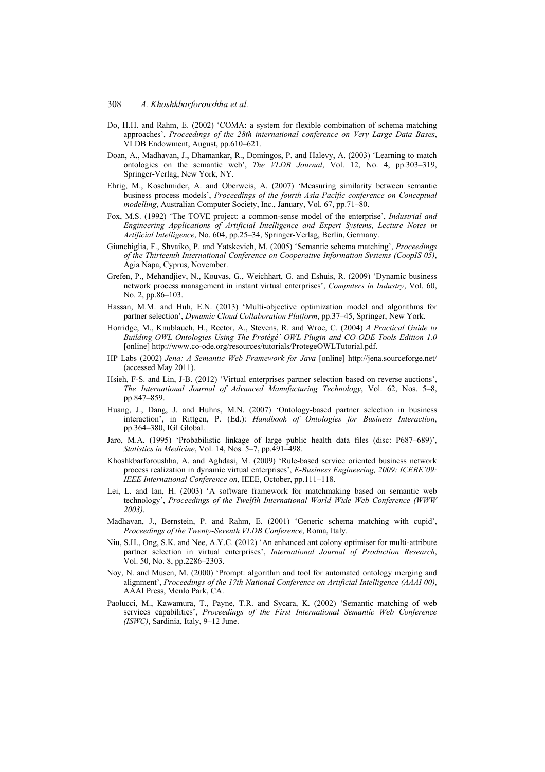Do, H.H. and Rahm, E. (2002) 'COMA: a system for flexible combination of schema matching approaches', *Proceedings of the 28th international conference on Very Large Data Bases*, VLDB Endowment, August, pp.610–621.

Doan, A., Madhavan, J., Dhamankar, R., Domingos, P. and Halevy, A. (2003) 'Learning to match ontologies on the semantic web', *The VLDB Journal*, Vol. 12, No. 4, pp.303–319, Springer-Verlag, New York, NY.

Ehrig, M., Koschmider, A. and Oberweis, A. (2007) 'Measuring similarity between semantic business process models', *Proceedings of the fourth Asia-Pacific conference on Conceptual modelling*, Australian Computer Society, Inc., January, Vol. 67, pp.71–80.

Fox, M.S. (1992) 'The TOVE project: a common-sense model of the enterprise', *Industrial and Engineering Applications of Artificial Intelligence and Expert Systems, Lecture Notes in Artificial Intelligence*, No. 604, pp.25–34, Springer-Verlag, Berlin, Germany.

Giunchiglia, F., Shvaiko, P. and Yatskevich, M. (2005) 'Semantic schema matching', *Proceedings of the Thirteenth International Conference on Cooperative Information Systems (CoopIS 05)*, Agia Napa, Cyprus, November.

Grefen, P., Mehandjiev, N., Kouvas, G., Weichhart, G. and Eshuis, R. (2009) 'Dynamic business network process management in instant virtual enterprises', *Computers in Industry*, Vol. 60, No. 2, pp.86–103.

Hassan, M.M. and Huh, E.N. (2013) 'Multi-objective optimization model and algorithms for partner selection', *Dynamic Cloud Collaboration Platform*, pp.37–45, Springer, New York.

Horridge, M., Knublauch, H., Rector, A., Stevens, R. and Wroe, C. (2004) *A Practical Guide to Building OWL Ontologies Using The Protégé-OWL Plugin and CO-ODE Tools Edition 1.0* [online] http://www.co-ode.org/resources/tutorials/ProtegeOWLTutorial.pdf.

HP Labs (2002) *Jena: A Semantic Web Framework for Java* [online] http://jena.sourceforge.net/ (accessed May 2011).

Hsieh, F-S. and Lin, J-B. (2012) 'Virtual enterprises partner selection based on reverse auctions', *The International Journal of Advanced Manufacturing Technology*, Vol. 62, Nos. 5–8, pp.847–859.

Huang, J., Dang, J. and Huhns, M.N. (2007) 'Ontology-based partner selection in business interaction', in Rittgen, P. (Ed.): *Handbook of Ontologies for Business Interaction*, pp.364–380, IGI Global.

Jaro, M.A. (1995) 'Probabilistic linkage of large public health data files (disc: P687–689)', *Statistics in Medicine*, Vol. 14, Nos. 5–7, pp.491–498.

Khoshkbarforoushha, A. and Aghdasi, M. (2009) 'Rule-based service oriented business network process realization in dynamic virtual enterprises', *E-Business Engineering, 2009: ICEBE'09: IEEE International Conference on*, IEEE, October, pp.111–118.

Lei, L. and Ian, H. (2003) 'A software framework for matchmaking based on semantic web technology', *Proceedings of the Twelfth International World Wide Web Conference (WWW 2003)*.

Madhavan, J., Bernstein, P. and Rahm, E. (2001) 'Generic schema matching with cupid', *Proceedings of the Twenty-Seventh VLDB Conference*, Roma, Italy.

Niu, S.H., Ong, S.K. and Nee, A.Y.C. (2012) 'An enhanced ant colony optimiser for multi-attribute partner selection in virtual enterprises', *International Journal of Production Research*, Vol. 50, No. 8, pp.2286–2303.

Noy, N. and Musen, M. (2000) 'Prompt: algorithm and tool for automated ontology merging and alignment', *Proceedings of the 17th National Conference on Artificial Intelligence (AAAI 00)*, AAAI Press, Menlo Park, CA.

Paolucci, M., Kawamura, T., Payne, T.R. and Sycara, K. (2002) 'Semantic matching of web services capabilities', *Proceedings of the First International Semantic Web Conference (ISWC)*, Sardinia, Italy, 9–12 June.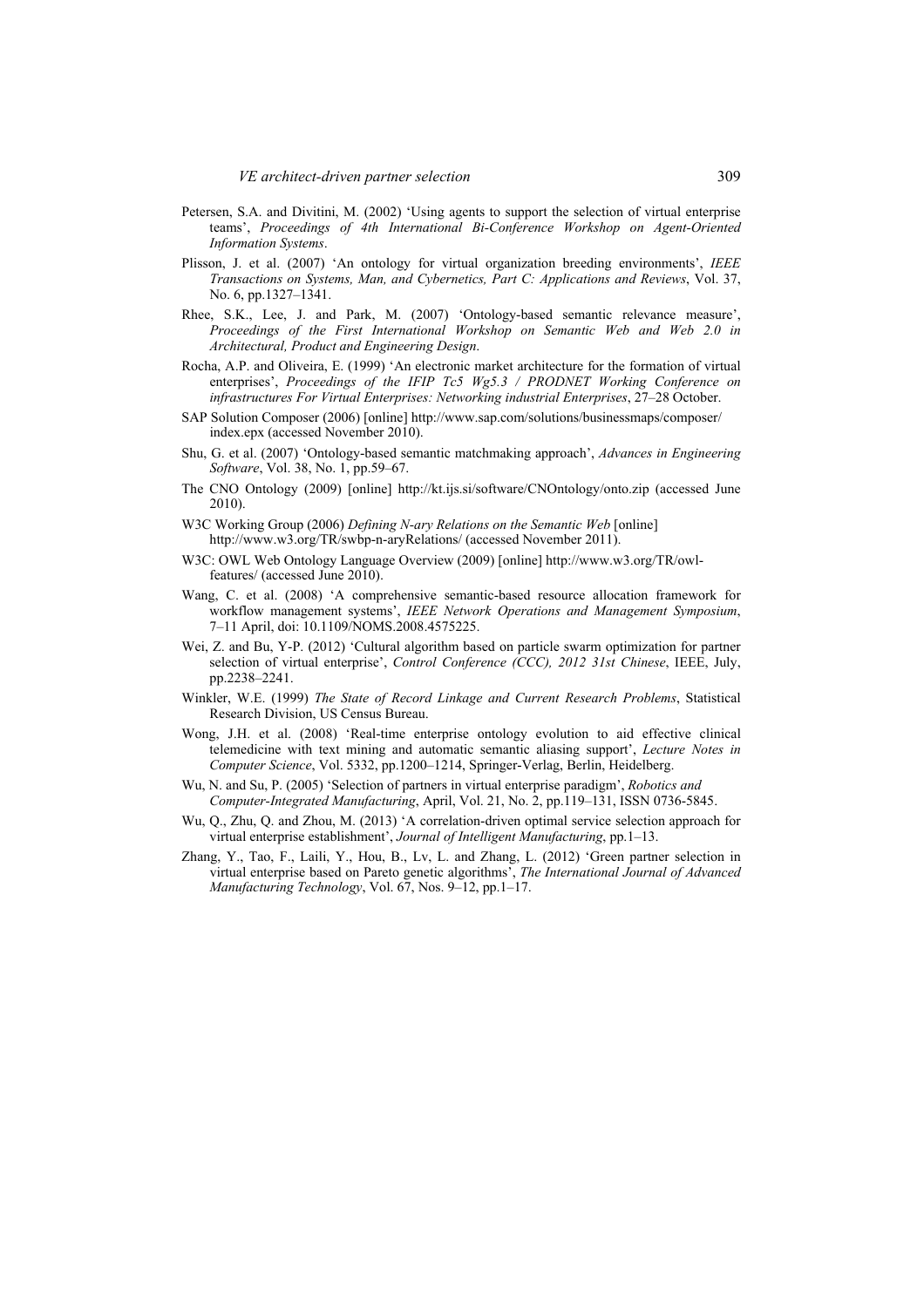Petersen, S.A. and Divitini, M. (2002) 'Using agents to support the selection of virtual enterprise teams', *Proceedings of 4th International Bi-Conference Workshop on Agent-Oriented Information Systems*.

Plisson, J. et al. (2007) 'An ontology for virtual organization breeding environments', *IEEE Transactions on Systems, Man, and Cybernetics, Part C: Applications and Reviews*, Vol. 37, No. 6, pp.1327–1341.

Rhee, S.K., Lee, J. and Park, M. (2007) 'Ontology-based semantic relevance measure', *Proceedings of the First International Workshop on Semantic Web and Web 2.0 in Architectural, Product and Engineering Design*.

Rocha, A.P. and Oliveira, E. (1999) 'An electronic market architecture for the formation of virtual enterprises', *Proceedings of the IFIP Tc5 Wg5.3 / PRODNET Working Conference on infrastructures For Virtual Enterprises: Networking industrial Enterprises*, 27–28 October.

SAP Solution Composer (2006) [online] http://www.sap.com/solutions/businessmaps/composer/index.epx (accessed November 2010).

Shu, G. et al. (2007) 'Ontology-based semantic matchmaking approach', *Advances in Engineering Software*, Vol. 38, No. 1, pp.59–67.

The CNO Ontology (2009) [online] http://kt.ijs.si/software/CNOntology/onto.zip (accessed June 2010).

W3C Working Group (2006) *Defining N-ary Relations on the Semantic Web* [online] http://www.w3.org/TR/swbp-n-aryRelations/ (accessed November 2011).

W3C: OWL Web Ontology Language Overview (2009) [online] http://www.w3.org/TR/owl-features/ (accessed June 2010).

Wang, C. et al. (2008) 'A comprehensive semantic-based resource allocation framework for workflow management systems', *IEEE Network Operations and Management Symposium*, 7–11 April, doi: 10.1109/NOMS.2008.4575225.

Wei, Z. and Bu, Y-P. (2012) 'Cultural algorithm based on particle swarm optimization for partner selection of virtual enterprise', *Control Conference (CCC), 2012 31st Chinese*, IEEE, July, pp.2238–2241.

Winkler, W.E. (1999) *The State of Record Linkage and Current Research Problems*, Statistical Research Division, US Census Bureau.

Wong, J.H. et al. (2008) 'Real-time enterprise ontology evolution to aid effective clinical telemedicine with text mining and automatic semantic aliasing support', *Lecture Notes in Computer Science*, Vol. 5332, pp.1200–1214, Springer-Verlag, Berlin, Heidelberg.

Wu, N. and Su, P. (2005) 'Selection of partners in virtual enterprise paradigm', *Robotics and Computer-Integrated Manufacturing*, April, Vol. 21, No. 2, pp.119–131, ISSN 0736-5845.

Wu, Q., Zhu, Q. and Zhou, M. (2013) 'A correlation-driven optimal service selection approach for virtual enterprise establishment', *Journal of Intelligent Manufacturing*, pp.1–13.

Zhang, Y., Tao, F., Laili, Y., Hou, B., Lv, L. and Zhang, L. (2012) 'Green partner selection in virtual enterprise based on Pareto genetic algorithms', *The International Journal of Advanced Manufacturing Technology*, Vol. 67, Nos. 9–12, pp.1–17.